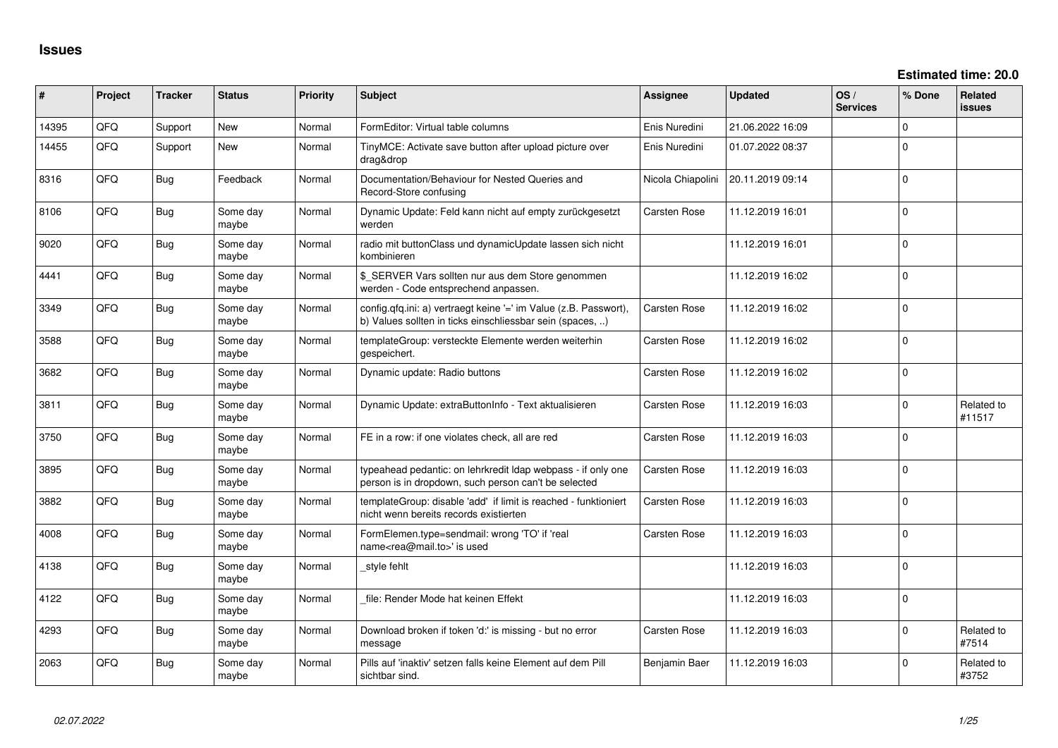# Issues

**Estimated time: 20.0**

| # | Project | Tracker | Status | Priority | Subject | Assignee | Updated | OS / Services | % Done | Related issues |
|---|---|---|---|---|---|---|---|---|---|---|
| 14395 | QFQ | Support | New | Normal | FormEditor: Virtual table columns | Enis Nuredini | 21.06.2022 16:09 | | 0 | |
| 14455 | QFQ | Support | New | Normal | TinyMCE: Activate save button after upload picture over drag&drop | Enis Nuredini | 01.07.2022 08:37 | | 0 | |
| 8316 | QFQ | Bug | Feedback | Normal | Documentation/Behaviour for Nested Queries and Record-Store confusing | Nicola Chiapolini | 20.11.2019 09:14 | | 0 | |
| 8106 | QFQ | Bug | Some day maybe | Normal | Dynamic Update: Feld kann nicht auf empty zurückgesetzt werden | Carsten Rose | 11.12.2019 16:01 | | 0 | |
| 9020 | QFQ | Bug | Some day maybe | Normal | radio mit buttonClass und dynamicUpdate lassen sich nicht kombinieren | | 11.12.2019 16:01 | | 0 | |
| 4441 | QFQ | Bug | Some day maybe | Normal | $_SERVER Vars sollten nur aus dem Store genommen werden - Code entsprechend anpassen. | | 11.12.2019 16:02 | | 0 | |
| 3349 | QFQ | Bug | Some day maybe | Normal | config.qfq.ini: a) vertraegt keine '=' im Value (z.B. Passwort), b) Values sollten in ticks einschliessbar sein (spaces, ..) | Carsten Rose | 11.12.2019 16:02 | | 0 | |
| 3588 | QFQ | Bug | Some day maybe | Normal | templateGroup: versteckte Elemente werden weiterhin gespeichert. | Carsten Rose | 11.12.2019 16:02 | | 0 | |
| 3682 | QFQ | Bug | Some day maybe | Normal | Dynamic update: Radio buttons | Carsten Rose | 11.12.2019 16:02 | | 0 | |
| 3811 | QFQ | Bug | Some day maybe | Normal | Dynamic Update: extraButtonInfo - Text aktualisieren | Carsten Rose | 11.12.2019 16:03 | | 0 | Related to #11517 |
| 3750 | QFQ | Bug | Some day maybe | Normal | FE in a row: if one violates check, all are red | Carsten Rose | 11.12.2019 16:03 | | 0 | |
| 3895 | QFQ | Bug | Some day maybe | Normal | typeahead pedantic: on lehrkredit ldap webpass - if only one person is in dropdown, such person can't be selected | Carsten Rose | 11.12.2019 16:03 | | 0 | |
| 3882 | QFQ | Bug | Some day maybe | Normal | templateGroup: disable 'add' if limit is reached - funktioniert nicht wenn bereits records existierten | Carsten Rose | 11.12.2019 16:03 | | 0 | |
| 4008 | QFQ | Bug | Some day maybe | Normal | FormElemen.type=sendmail: wrong 'TO' if 'real name<rea@mail.to>' is used | Carsten Rose | 11.12.2019 16:03 | | 0 | |
| 4138 | QFQ | Bug | Some day maybe | Normal | _style fehlt | | 11.12.2019 16:03 | | 0 | |
| 4122 | QFQ | Bug | Some day maybe | Normal | _file: Render Mode hat keinen Effekt | | 11.12.2019 16:03 | | 0 | |
| 4293 | QFQ | Bug | Some day maybe | Normal | Download broken if token 'd:' is missing - but no error message | Carsten Rose | 11.12.2019 16:03 | | 0 | Related to #7514 |
| 2063 | QFQ | Bug | Some day maybe | Normal | Pills auf 'inaktiv' setzen falls keine Element auf dem Pill sichtbar sind. | Benjamin Baer | 11.12.2019 16:03 | | 0 | Related to #3752 |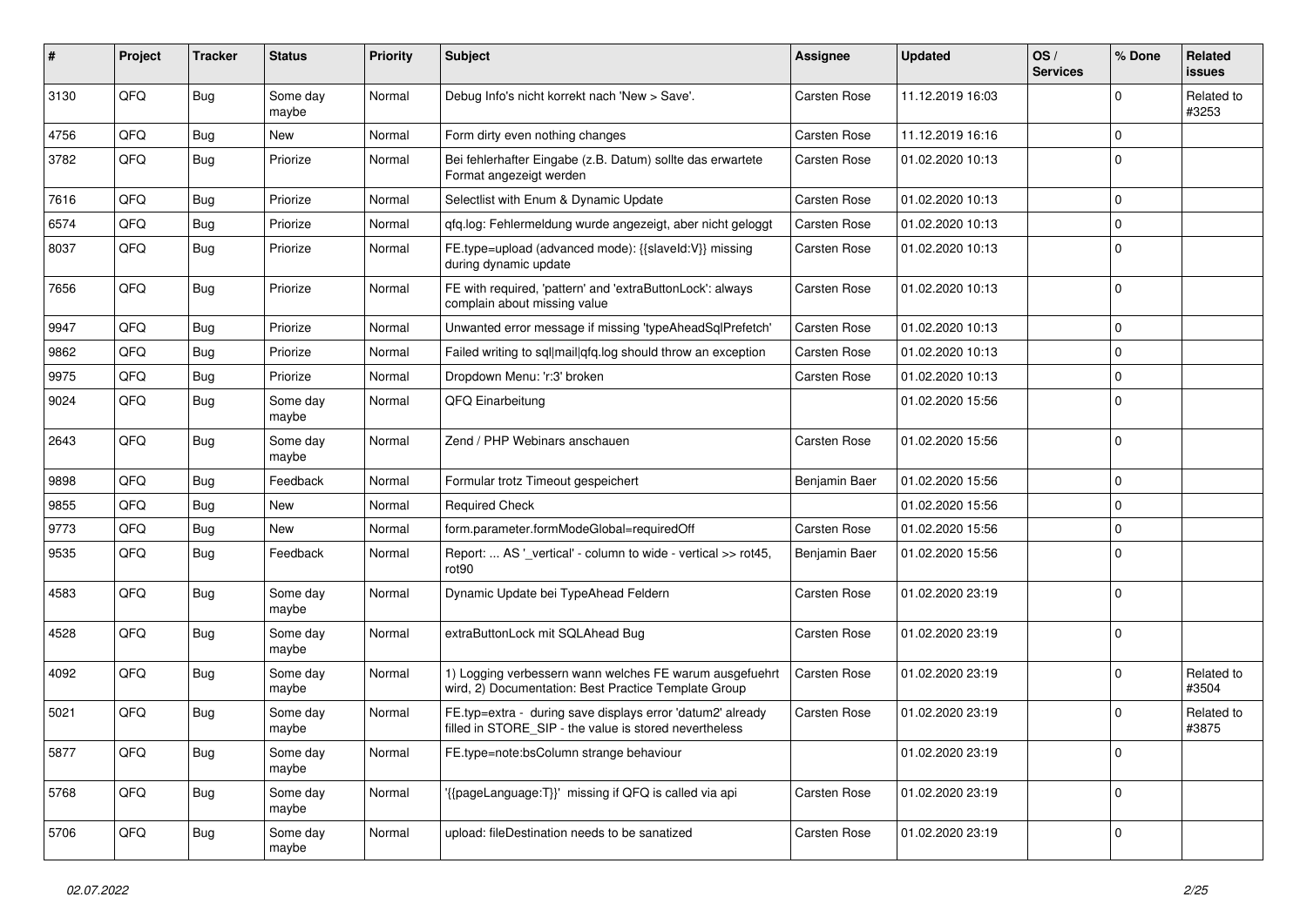| # | Project | Tracker | Status | Priority | Subject | Assignee | Updated | OS / Services | % Done | Related issues |
|---|---|---|---|---|---|---|---|---|---|---|
| 3130 | QFQ | Bug | Some day maybe | Normal | Debug Info's nicht korrekt nach 'New > Save'. | Carsten Rose | 11.12.2019 16:03 | | 0 | Related to #3253 |
| 4756 | QFQ | Bug | New | Normal | Form dirty even nothing changes | Carsten Rose | 11.12.2019 16:16 | | 0 | |
| 3782 | QFQ | Bug | Priorize | Normal | Bei fehlerhafter Eingabe (z.B. Datum) sollte das erwartete Format angezeigt werden | Carsten Rose | 01.02.2020 10:13 | | 0 | |
| 7616 | QFQ | Bug | Priorize | Normal | Selectlist with Enum & Dynamic Update | Carsten Rose | 01.02.2020 10:13 | | 0 | |
| 6574 | QFQ | Bug | Priorize | Normal | qfq.log: Fehlermeldung wurde angezeigt, aber nicht geloggt | Carsten Rose | 01.02.2020 10:13 | | 0 | |
| 8037 | QFQ | Bug | Priorize | Normal | FE.type=upload (advanced mode): {{slaveId:V}} missing during dynamic update | Carsten Rose | 01.02.2020 10:13 | | 0 | |
| 7656 | QFQ | Bug | Priorize | Normal | FE with required, 'pattern' and 'extraButtonLock': always complain about missing value | Carsten Rose | 01.02.2020 10:13 | | 0 | |
| 9947 | QFQ | Bug | Priorize | Normal | Unwanted error message if missing 'typeAheadSqlPrefetch' | Carsten Rose | 01.02.2020 10:13 | | 0 | |
| 9862 | QFQ | Bug | Priorize | Normal | Failed writing to sql\|mail\|qfq.log should throw an exception | Carsten Rose | 01.02.2020 10:13 | | 0 | |
| 9975 | QFQ | Bug | Priorize | Normal | Dropdown Menu: 'r:3' broken | Carsten Rose | 01.02.2020 10:13 | | 0 | |
| 9024 | QFQ | Bug | Some day maybe | Normal | QFQ Einarbeitung | | 01.02.2020 15:56 | | 0 | |
| 2643 | QFQ | Bug | Some day maybe | Normal | Zend / PHP Webinars anschauen | Carsten Rose | 01.02.2020 15:56 | | 0 | |
| 9898 | QFQ | Bug | Feedback | Normal | Formular trotz Timeout gespeichert | Benjamin Baer | 01.02.2020 15:56 | | 0 | |
| 9855 | QFQ | Bug | New | Normal | Required Check | | 01.02.2020 15:56 | | 0 | |
| 9773 | QFQ | Bug | New | Normal | form.parameter.formModeGlobal=requiredOff | Carsten Rose | 01.02.2020 15:56 | | 0 | |
| 9535 | QFQ | Bug | Feedback | Normal | Report: ... AS '_vertical' - column to wide - vertical >> rot45, rot90 | Benjamin Baer | 01.02.2020 15:56 | | 0 | |
| 4583 | QFQ | Bug | Some day maybe | Normal | Dynamic Update bei TypeAhead Feldern | Carsten Rose | 01.02.2020 23:19 | | 0 | |
| 4528 | QFQ | Bug | Some day maybe | Normal | extraButtonLock mit SQLAhead Bug | Carsten Rose | 01.02.2020 23:19 | | 0 | |
| 4092 | QFQ | Bug | Some day maybe | Normal | 1) Logging verbessern wann welches FE warum ausgefuehrt wird, 2) Documentation: Best Practice Template Group | Carsten Rose | 01.02.2020 23:19 | | 0 | Related to #3504 |
| 5021 | QFQ | Bug | Some day maybe | Normal | FE.typ=extra - during save displays error 'datum2' already filled in STORE_SIP - the value is stored nevertheless | Carsten Rose | 01.02.2020 23:19 | | 0 | Related to #3875 |
| 5877 | QFQ | Bug | Some day maybe | Normal | FE.type=note:bsColumn strange behaviour | | 01.02.2020 23:19 | | 0 | |
| 5768 | QFQ | Bug | Some day maybe | Normal | '{{pageLanguage:T}}' missing if QFQ is called via api | Carsten Rose | 01.02.2020 23:19 | | 0 | |
| 5706 | QFQ | Bug | Some day maybe | Normal | upload: fileDestination needs to be sanatized | Carsten Rose | 01.02.2020 23:19 | | 0 | |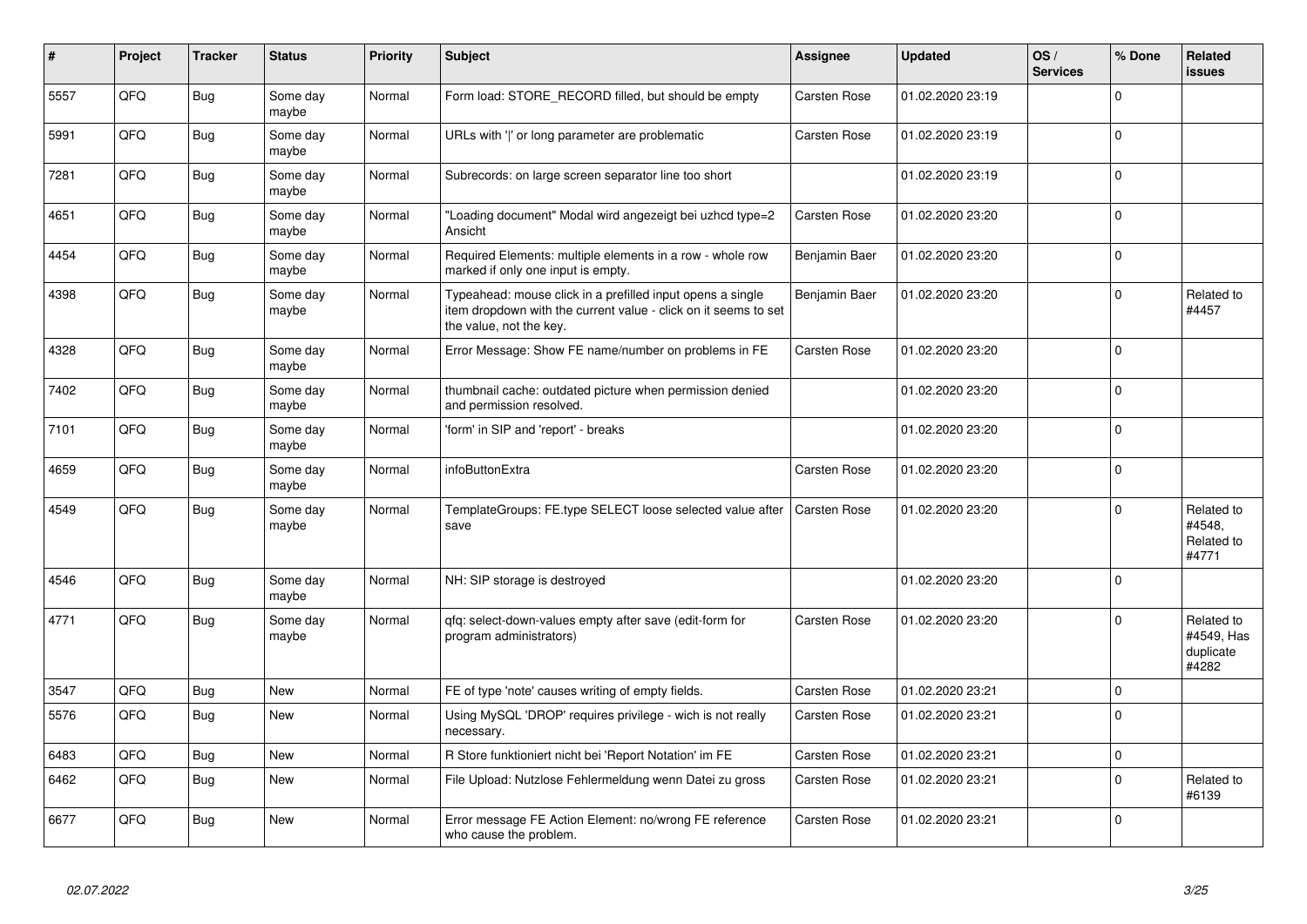| # | Project | Tracker | Status | Priority | Subject | Assignee | Updated | OS / Services | % Done | Related issues |
|---|---|---|---|---|---|---|---|---|---|---|
| 5557 | QFQ | Bug | Some day maybe | Normal | Form load: STORE_RECORD filled, but should be empty | Carsten Rose | 01.02.2020 23:19 | | 0 | |
| 5991 | QFQ | Bug | Some day maybe | Normal | URLs with '\|' or long parameter are problematic | Carsten Rose | 01.02.2020 23:19 | | 0 | |
| 7281 | QFQ | Bug | Some day maybe | Normal | Subrecords: on large screen separator line too short | | 01.02.2020 23:19 | | 0 | |
| 4651 | QFQ | Bug | Some day maybe | Normal | "Loading document" Modal wird angezeigt bei uzhcd type=2 Ansicht | Carsten Rose | 01.02.2020 23:20 | | 0 | |
| 4454 | QFQ | Bug | Some day maybe | Normal | Required Elements: multiple elements in a row - whole row marked if only one input is empty. | Benjamin Baer | 01.02.2020 23:20 | | 0 | |
| 4398 | QFQ | Bug | Some day maybe | Normal | Typeahead: mouse click in a prefilled input opens a single item dropdown with the current value - click on it seems to set the value, not the key. | Benjamin Baer | 01.02.2020 23:20 | | 0 | Related to #4457 |
| 4328 | QFQ | Bug | Some day maybe | Normal | Error Message: Show FE name/number on problems in FE | Carsten Rose | 01.02.2020 23:20 | | 0 | |
| 7402 | QFQ | Bug | Some day maybe | Normal | thumbnail cache: outdated picture when permission denied and permission resolved. | | 01.02.2020 23:20 | | 0 | |
| 7101 | QFQ | Bug | Some day maybe | Normal | 'form' in SIP and 'report' - breaks | | 01.02.2020 23:20 | | 0 | |
| 4659 | QFQ | Bug | Some day maybe | Normal | infoButtonExtra | Carsten Rose | 01.02.2020 23:20 | | 0 | |
| 4549 | QFQ | Bug | Some day maybe | Normal | TemplateGroups: FE.type SELECT loose selected value after save | Carsten Rose | 01.02.2020 23:20 | | 0 | Related to #4548, Related to #4771 |
| 4546 | QFQ | Bug | Some day maybe | Normal | NH: SIP storage is destroyed | | 01.02.2020 23:20 | | 0 | |
| 4771 | QFQ | Bug | Some day maybe | Normal | qfq: select-down-values empty after save (edit-form for program administrators) | Carsten Rose | 01.02.2020 23:20 | | 0 | Related to #4549, Has duplicate #4282 |
| 3547 | QFQ | Bug | New | Normal | FE of type 'note' causes writing of empty fields. | Carsten Rose | 01.02.2020 23:21 | | 0 | |
| 5576 | QFQ | Bug | New | Normal | Using MySQL 'DROP' requires privilege - wich is not really necessary. | Carsten Rose | 01.02.2020 23:21 | | 0 | |
| 6483 | QFQ | Bug | New | Normal | R Store funktioniert nicht bei 'Report Notation' im FE | Carsten Rose | 01.02.2020 23:21 | | 0 | |
| 6462 | QFQ | Bug | New | Normal | File Upload: Nutzlose Fehlermeldung wenn Datei zu gross | Carsten Rose | 01.02.2020 23:21 | | 0 | Related to #6139 |
| 6677 | QFQ | Bug | New | Normal | Error message FE Action Element: no/wrong FE reference who cause the problem. | Carsten Rose | 01.02.2020 23:21 | | 0 | |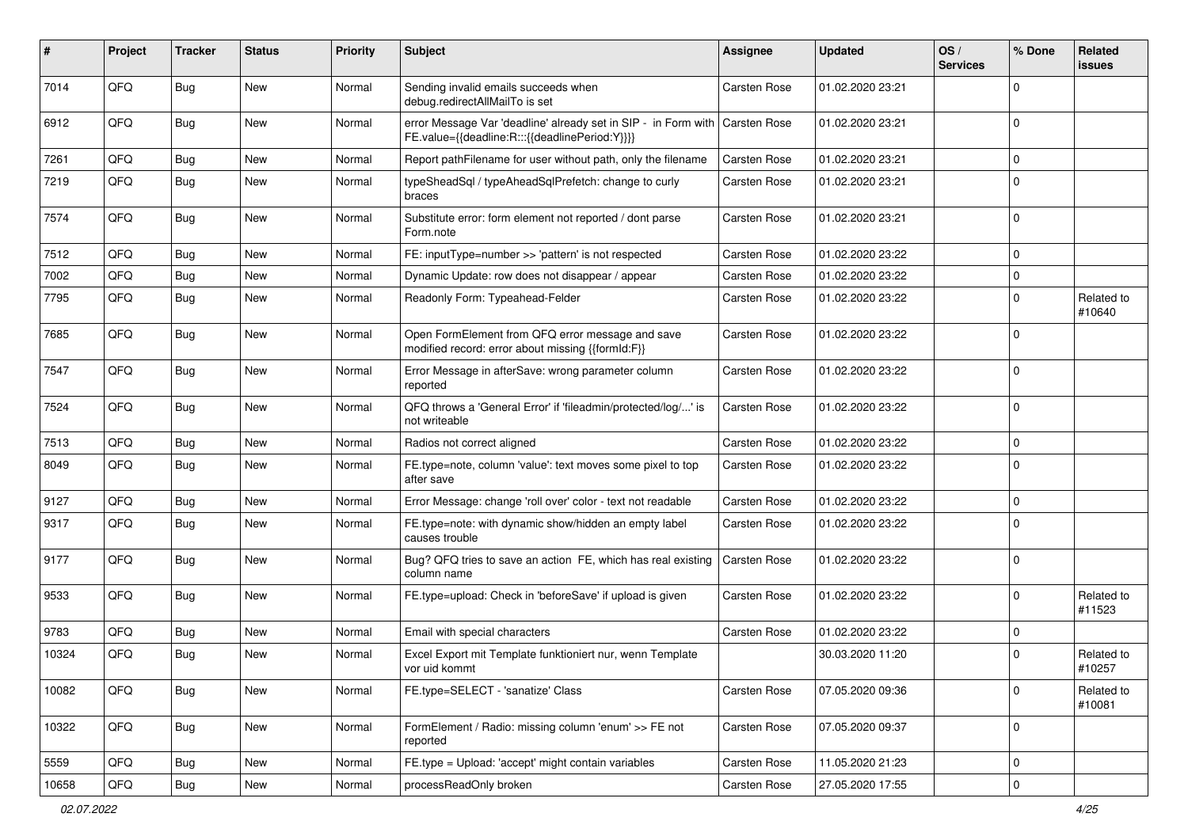| # | Project | Tracker | Status | Priority | Subject | Assignee | Updated | OS / Services | % Done | Related issues |
|---|---|---|---|---|---|---|---|---|---|---|
| 7014 | QFQ | Bug | New | Normal | Sending invalid emails succeeds when debug.redirectAllMailTo is set | Carsten Rose | 01.02.2020 23:21 | | 0 | |
| 6912 | QFQ | Bug | New | Normal | error Message Var 'deadline' already set in SIP - in Form with FE.value={{deadline:R:::{{deadlinePeriod:Y}}}} | Carsten Rose | 01.02.2020 23:21 | | 0 | |
| 7261 | QFQ | Bug | New | Normal | Report pathFilename for user without path, only the filename | Carsten Rose | 01.02.2020 23:21 | | 0 | |
| 7219 | QFQ | Bug | New | Normal | typeSheadSql / typeAheadSqlPrefetch: change to curly braces | Carsten Rose | 01.02.2020 23:21 | | 0 | |
| 7574 | QFQ | Bug | New | Normal | Substitute error: form element not reported / dont parse Form.note | Carsten Rose | 01.02.2020 23:21 | | 0 | |
| 7512 | QFQ | Bug | New | Normal | FE: inputType=number >> 'pattern' is not respected | Carsten Rose | 01.02.2020 23:22 | | 0 | |
| 7002 | QFQ | Bug | New | Normal | Dynamic Update: row does not disappear / appear | Carsten Rose | 01.02.2020 23:22 | | 0 | |
| 7795 | QFQ | Bug | New | Normal | Readonly Form: Typeahead-Felder | Carsten Rose | 01.02.2020 23:22 | | 0 | Related to #10640 |
| 7685 | QFQ | Bug | New | Normal | Open FormElement from QFQ error message and save modified record: error about missing {{formId:F}} | Carsten Rose | 01.02.2020 23:22 | | 0 | |
| 7547 | QFQ | Bug | New | Normal | Error Message in afterSave: wrong parameter column reported | Carsten Rose | 01.02.2020 23:22 | | 0 | |
| 7524 | QFQ | Bug | New | Normal | QFQ throws a 'General Error' if 'fileadmin/protected/log/...' is not writeable | Carsten Rose | 01.02.2020 23:22 | | 0 | |
| 7513 | QFQ | Bug | New | Normal | Radios not correct aligned | Carsten Rose | 01.02.2020 23:22 | | 0 | |
| 8049 | QFQ | Bug | New | Normal | FE.type=note, column 'value': text moves some pixel to top after save | Carsten Rose | 01.02.2020 23:22 | | 0 | |
| 9127 | QFQ | Bug | New | Normal | Error Message: change 'roll over' color - text not readable | Carsten Rose | 01.02.2020 23:22 | | 0 | |
| 9317 | QFQ | Bug | New | Normal | FE.type=note: with dynamic show/hidden an empty label causes trouble | Carsten Rose | 01.02.2020 23:22 | | 0 | |
| 9177 | QFQ | Bug | New | Normal | Bug? QFQ tries to save an action FE, which has real existing column name | Carsten Rose | 01.02.2020 23:22 | | 0 | |
| 9533 | QFQ | Bug | New | Normal | FE.type=upload: Check in 'beforeSave' if upload is given | Carsten Rose | 01.02.2020 23:22 | | 0 | Related to #11523 |
| 9783 | QFQ | Bug | New | Normal | Email with special characters | Carsten Rose | 01.02.2020 23:22 | | 0 | |
| 10324 | QFQ | Bug | New | Normal | Excel Export mit Template funktioniert nur, wenn Template vor uid kommt | | 30.03.2020 11:20 | | 0 | Related to #10257 |
| 10082 | QFQ | Bug | New | Normal | FE.type=SELECT - 'sanatize' Class | Carsten Rose | 07.05.2020 09:36 | | 0 | Related to #10081 |
| 10322 | QFQ | Bug | New | Normal | FormElement / Radio: missing column 'enum' >> FE not reported | Carsten Rose | 07.05.2020 09:37 | | 0 | |
| 5559 | QFQ | Bug | New | Normal | FE.type = Upload: 'accept' might contain variables | Carsten Rose | 11.05.2020 21:23 | | 0 | |
| 10658 | QFQ | Bug | New | Normal | processReadOnly broken | Carsten Rose | 27.05.2020 17:55 | | 0 | |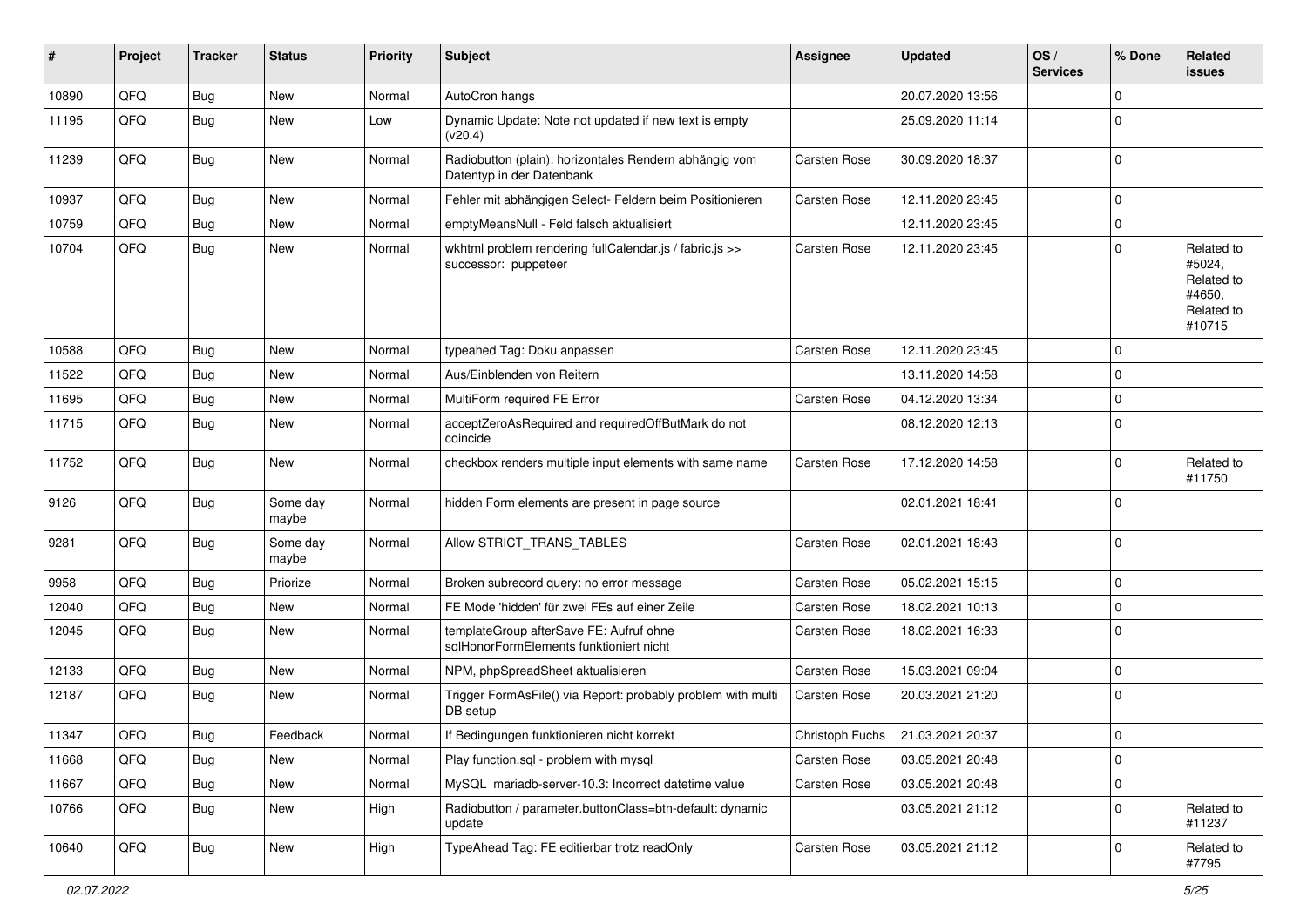| # | Project | Tracker | Status | Priority | Subject | Assignee | Updated | OS / Services | % Done | Related issues |
|---|---|---|---|---|---|---|---|---|---|---|
| 10890 | QFQ | Bug | New | Normal | AutoCron hangs | | 20.07.2020 13:56 | | 0 | |
| 11195 | QFQ | Bug | New | Low | Dynamic Update: Note not updated if new text is empty (v20.4) | | 25.09.2020 11:14 | | 0 | |
| 11239 | QFQ | Bug | New | Normal | Radiobutton (plain): horizontales Rendern abhängig vom Datentyp in der Datenbank | Carsten Rose | 30.09.2020 18:37 | | 0 | |
| 10937 | QFQ | Bug | New | Normal | Fehler mit abhängigen Select- Feldern beim Positionieren | Carsten Rose | 12.11.2020 23:45 | | 0 | |
| 10759 | QFQ | Bug | New | Normal | emptyMeansNull - Feld falsch aktualisiert | | 12.11.2020 23:45 | | 0 | |
| 10704 | QFQ | Bug | New | Normal | wkhtml problem rendering fullCalendar.js / fabric.js >> successor: puppeteer | Carsten Rose | 12.11.2020 23:45 | | 0 | Related to #5024, Related to #4650, Related to #10715 |
| 10588 | QFQ | Bug | New | Normal | typeahed Tag: Doku anpassen | Carsten Rose | 12.11.2020 23:45 | | 0 | |
| 11522 | QFQ | Bug | New | Normal | Aus/Einblenden von Reitern | | 13.11.2020 14:58 | | 0 | |
| 11695 | QFQ | Bug | New | Normal | MultiForm required FE Error | Carsten Rose | 04.12.2020 13:34 | | 0 | |
| 11715 | QFQ | Bug | New | Normal | acceptZeroAsRequired and requiredOffButMark do not coincide | | 08.12.2020 12:13 | | 0 | |
| 11752 | QFQ | Bug | New | Normal | checkbox renders multiple input elements with same name | Carsten Rose | 17.12.2020 14:58 | | 0 | Related to #11750 |
| 9126 | QFQ | Bug | Some day maybe | Normal | hidden Form elements are present in page source | | 02.01.2021 18:41 | | 0 | |
| 9281 | QFQ | Bug | Some day maybe | Normal | Allow STRICT_TRANS_TABLES | Carsten Rose | 02.01.2021 18:43 | | 0 | |
| 9958 | QFQ | Bug | Priorize | Normal | Broken subrecord query: no error message | Carsten Rose | 05.02.2021 15:15 | | 0 | |
| 12040 | QFQ | Bug | New | Normal | FE Mode 'hidden' für zwei FEs auf einer Zeile | Carsten Rose | 18.02.2021 10:13 | | 0 | |
| 12045 | QFQ | Bug | New | Normal | templateGroup afterSave FE: Aufruf ohne sqlHonorFormElements funktioniert nicht | Carsten Rose | 18.02.2021 16:33 | | 0 | |
| 12133 | QFQ | Bug | New | Normal | NPM, phpSpreadSheet aktualisieren | Carsten Rose | 15.03.2021 09:04 | | 0 | |
| 12187 | QFQ | Bug | New | Normal | Trigger FormAsFile() via Report: probably problem with multi DB setup | Carsten Rose | 20.03.2021 21:20 | | 0 | |
| 11347 | QFQ | Bug | Feedback | Normal | If Bedingungen funktionieren nicht korrekt | Christoph Fuchs | 21.03.2021 20:37 | | 0 | |
| 11668 | QFQ | Bug | New | Normal | Play function.sql - problem with mysql | Carsten Rose | 03.05.2021 20:48 | | 0 | |
| 11667 | QFQ | Bug | New | Normal | MySQL mariadb-server-10.3: Incorrect datetime value | Carsten Rose | 03.05.2021 20:48 | | 0 | |
| 10766 | QFQ | Bug | New | High | Radiobutton / parameter.buttonClass=btn-default: dynamic update | | 03.05.2021 21:12 | | 0 | Related to #11237 |
| 10640 | QFQ | Bug | New | High | TypeAhead Tag: FE editierbar trotz readOnly | Carsten Rose | 03.05.2021 21:12 | | 0 | Related to #7795 |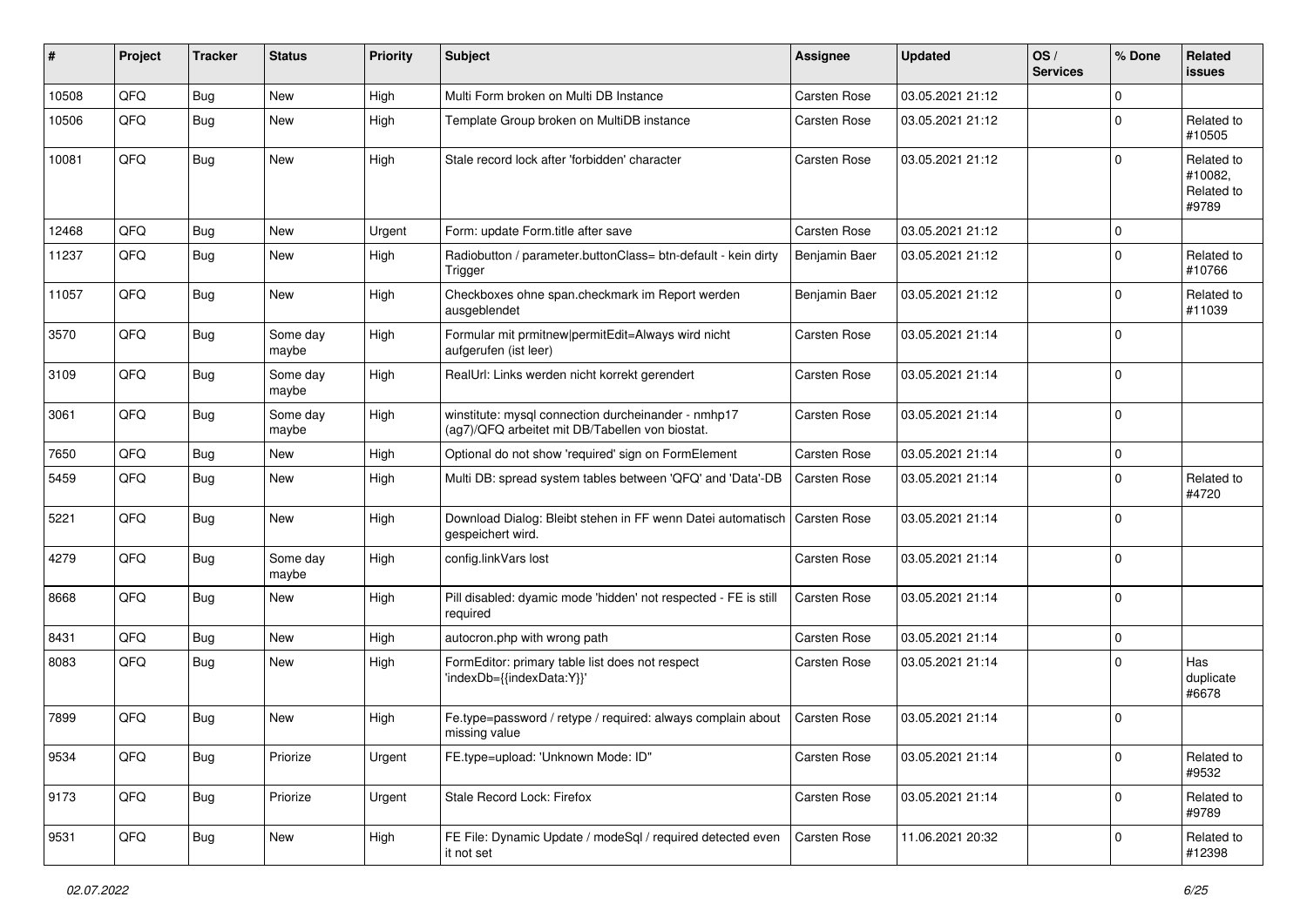| # | Project | Tracker | Status | Priority | Subject | Assignee | Updated | OS / Services | % Done | Related issues |
|---|---|---|---|---|---|---|---|---|---|---|
| 10508 | QFQ | Bug | New | High | Multi Form broken on Multi DB Instance | Carsten Rose | 03.05.2021 21:12 | | 0 | |
| 10506 | QFQ | Bug | New | High | Template Group broken on MultiDB instance | Carsten Rose | 03.05.2021 21:12 | | 0 | Related to #10505 |
| 10081 | QFQ | Bug | New | High | Stale record lock after 'forbidden' character | Carsten Rose | 03.05.2021 21:12 | | 0 | Related to #10082, Related to #9789 |
| 12468 | QFQ | Bug | New | Urgent | Form: update Form.title after save | Carsten Rose | 03.05.2021 21:12 | | 0 | |
| 11237 | QFQ | Bug | New | High | Radiobutton / parameter.buttonClass= btn-default - kein dirty Trigger | Benjamin Baer | 03.05.2021 21:12 | | 0 | Related to #10766 |
| 11057 | QFQ | Bug | New | High | Checkboxes ohne span.checkmark im Report werden ausgeblendet | Benjamin Baer | 03.05.2021 21:12 | | 0 | Related to #11039 |
| 3570 | QFQ | Bug | Some day maybe | High | Formular mit prmitnew\|permitEdit=Always wird nicht aufgerufen (ist leer) | Carsten Rose | 03.05.2021 21:14 | | 0 | |
| 3109 | QFQ | Bug | Some day maybe | High | RealUrl: Links werden nicht korrekt gerendert | Carsten Rose | 03.05.2021 21:14 | | 0 | |
| 3061 | QFQ | Bug | Some day maybe | High | winstitute: mysql connection durcheinander - nmhp17 (ag7)/QFQ arbeitet mit DB/Tabellen von biostat. | Carsten Rose | 03.05.2021 21:14 | | 0 | |
| 7650 | QFQ | Bug | New | High | Optional do not show 'required' sign on FormElement | Carsten Rose | 03.05.2021 21:14 | | 0 | |
| 5459 | QFQ | Bug | New | High | Multi DB: spread system tables between 'QFQ' and 'Data'-DB | Carsten Rose | 03.05.2021 21:14 | | 0 | Related to #4720 |
| 5221 | QFQ | Bug | New | High | Download Dialog: Bleibt stehen in FF wenn Datei automatisch gespeichert wird. | Carsten Rose | 03.05.2021 21:14 | | 0 | |
| 4279 | QFQ | Bug | Some day maybe | High | config.linkVars lost | Carsten Rose | 03.05.2021 21:14 | | 0 | |
| 8668 | QFQ | Bug | New | High | Pill disabled: dyamic mode 'hidden' not respected - FE is still required | Carsten Rose | 03.05.2021 21:14 | | 0 | |
| 8431 | QFQ | Bug | New | High | autocron.php with wrong path | Carsten Rose | 03.05.2021 21:14 | | 0 | |
| 8083 | QFQ | Bug | New | High | FormEditor: primary table list does not respect 'indexDb={{indexData:Y}}' | Carsten Rose | 03.05.2021 21:14 | | 0 | Has duplicate #6678 |
| 7899 | QFQ | Bug | New | High | Fe.type=password / retype / required: always complain about missing value | Carsten Rose | 03.05.2021 21:14 | | 0 | |
| 9534 | QFQ | Bug | Priorize | Urgent | FE.type=upload: 'Unknown Mode: ID" | Carsten Rose | 03.05.2021 21:14 | | 0 | Related to #9532 |
| 9173 | QFQ | Bug | Priorize | Urgent | Stale Record Lock: Firefox | Carsten Rose | 03.05.2021 21:14 | | 0 | Related to #9789 |
| 9531 | QFQ | Bug | New | High | FE File: Dynamic Update / modeSql / required detected even it not set | Carsten Rose | 11.06.2021 20:32 | | 0 | Related to #12398 |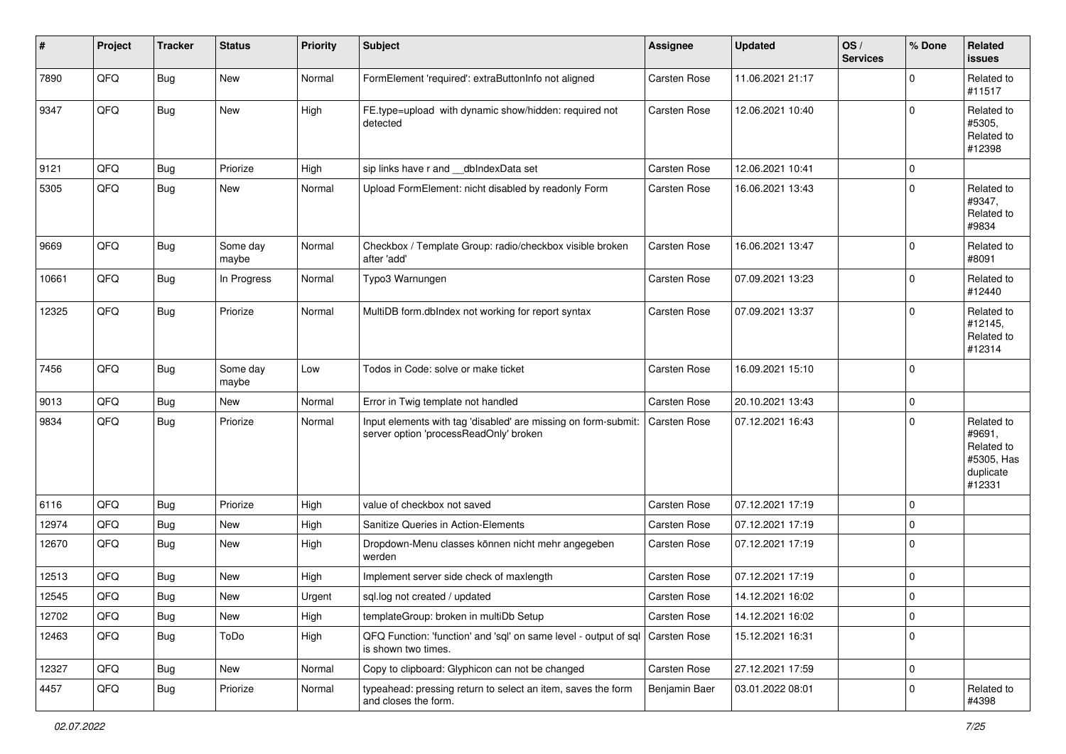| # | Project | Tracker | Status | Priority | Subject | Assignee | Updated | OS / Services | % Done | Related issues |
|---|---|---|---|---|---|---|---|---|---|---|
| 7890 | QFQ | Bug | New | Normal | FormElement 'required': extraButtonInfo not aligned | Carsten Rose | 11.06.2021 21:17 | | 0 | Related to #11517 |
| 9347 | QFQ | Bug | New | High | FE.type=upload with dynamic show/hidden: required not detected | Carsten Rose | 12.06.2021 10:40 | | 0 | Related to #5305, Related to #12398 |
| 9121 | QFQ | Bug | Priorize | High | sip links have r and __dbIndexData set | Carsten Rose | 12.06.2021 10:41 | | 0 | |
| 5305 | QFQ | Bug | New | Normal | Upload FormElement: nicht disabled by readonly Form | Carsten Rose | 16.06.2021 13:43 | | 0 | Related to #9347, Related to #9834 |
| 9669 | QFQ | Bug | Some day maybe | Normal | Checkbox / Template Group: radio/checkbox visible broken after 'add' | Carsten Rose | 16.06.2021 13:47 | | 0 | Related to #8091 |
| 10661 | QFQ | Bug | In Progress | Normal | Typo3 Warnungen | Carsten Rose | 07.09.2021 13:23 | | 0 | Related to #12440 |
| 12325 | QFQ | Bug | Priorize | Normal | MultiDB form.dbIndex not working for report syntax | Carsten Rose | 07.09.2021 13:37 | | 0 | Related to #12145, Related to #12314 |
| 7456 | QFQ | Bug | Some day maybe | Low | Todos in Code: solve or make ticket | Carsten Rose | 16.09.2021 15:10 | | 0 | |
| 9013 | QFQ | Bug | New | Normal | Error in Twig template not handled | Carsten Rose | 20.10.2021 13:43 | | 0 | |
| 9834 | QFQ | Bug | Priorize | Normal | Input elements with tag 'disabled' are missing on form-submit: server option 'processReadOnly' broken | Carsten Rose | 07.12.2021 16:43 | | 0 | Related to #9691, Related to #5305, Has duplicate #12331 |
| 6116 | QFQ | Bug | Priorize | High | value of checkbox not saved | Carsten Rose | 07.12.2021 17:19 | | 0 | |
| 12974 | QFQ | Bug | New | High | Sanitize Queries in Action-Elements | Carsten Rose | 07.12.2021 17:19 | | 0 | |
| 12670 | QFQ | Bug | New | High | Dropdown-Menu classes können nicht mehr angegeben werden | Carsten Rose | 07.12.2021 17:19 | | 0 | |
| 12513 | QFQ | Bug | New | High | Implement server side check of maxlength | Carsten Rose | 07.12.2021 17:19 | | 0 | |
| 12545 | QFQ | Bug | New | Urgent | sql.log not created / updated | Carsten Rose | 14.12.2021 16:02 | | 0 | |
| 12702 | QFQ | Bug | New | High | templateGroup: broken in multiDb Setup | Carsten Rose | 14.12.2021 16:02 | | 0 | |
| 12463 | QFQ | Bug | ToDo | High | QFQ Function: 'function' and 'sql' on same level - output of sql is shown two times. | Carsten Rose | 15.12.2021 16:31 | | 0 | |
| 12327 | QFQ | Bug | New | Normal | Copy to clipboard: Glyphicon can not be changed | Carsten Rose | 27.12.2021 17:59 | | 0 | |
| 4457 | QFQ | Bug | Priorize | Normal | typeahead: pressing return to select an item, saves the form and closes the form. | Benjamin Baer | 03.01.2022 08:01 | | 0 | Related to #4398 |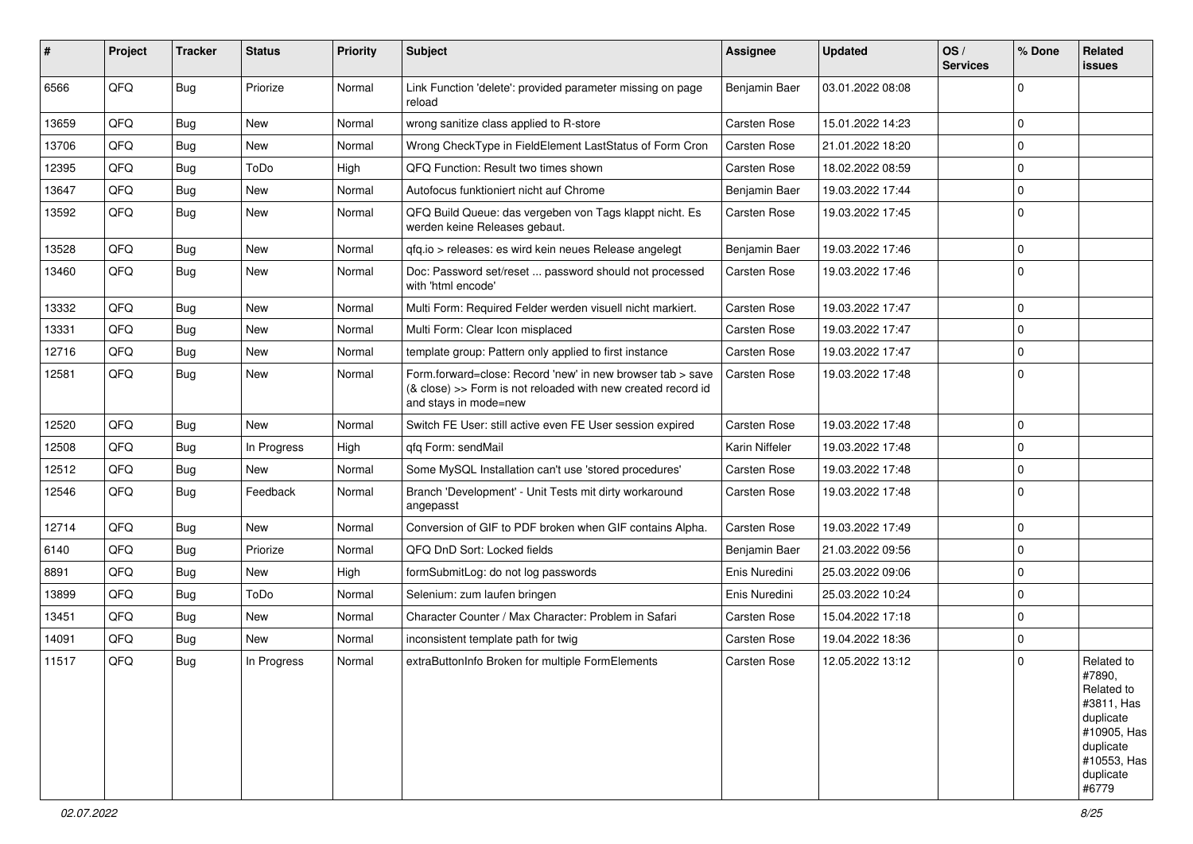| # | Project | Tracker | Status | Priority | Subject | Assignee | Updated | OS / Services | % Done | Related issues |
|---|---|---|---|---|---|---|---|---|---|---|
| 6566 | QFQ | Bug | Priorize | Normal | Link Function 'delete': provided parameter missing on page reload | Benjamin Baer | 03.01.2022 08:08 | | 0 | |
| 13659 | QFQ | Bug | New | Normal | wrong sanitize class applied to R-store | Carsten Rose | 15.01.2022 14:23 | | 0 | |
| 13706 | QFQ | Bug | New | Normal | Wrong CheckType in FieldElement LastStatus of Form Cron | Carsten Rose | 21.01.2022 18:20 | | 0 | |
| 12395 | QFQ | Bug | ToDo | High | QFQ Function: Result two times shown | Carsten Rose | 18.02.2022 08:59 | | 0 | |
| 13647 | QFQ | Bug | New | Normal | Autofocus funktioniert nicht auf Chrome | Benjamin Baer | 19.03.2022 17:44 | | 0 | |
| 13592 | QFQ | Bug | New | Normal | QFQ Build Queue: das vergeben von Tags klappt nicht. Es werden keine Releases gebaut. | Carsten Rose | 19.03.2022 17:45 | | 0 | |
| 13528 | QFQ | Bug | New | Normal | qfq.io > releases: es wird kein neues Release angelegt | Benjamin Baer | 19.03.2022 17:46 | | 0 | |
| 13460 | QFQ | Bug | New | Normal | Doc: Password set/reset ... password should not processed with 'html encode' | Carsten Rose | 19.03.2022 17:46 | | 0 | |
| 13332 | QFQ | Bug | New | Normal | Multi Form: Required Felder werden visuell nicht markiert. | Carsten Rose | 19.03.2022 17:47 | | 0 | |
| 13331 | QFQ | Bug | New | Normal | Multi Form: Clear Icon misplaced | Carsten Rose | 19.03.2022 17:47 | | 0 | |
| 12716 | QFQ | Bug | New | Normal | template group: Pattern only applied to first instance | Carsten Rose | 19.03.2022 17:47 | | 0 | |
| 12581 | QFQ | Bug | New | Normal | Form.forward=close: Record 'new' in new browser tab > save (& close) >> Form is not reloaded with new created record id and stays in mode=new | Carsten Rose | 19.03.2022 17:48 | | 0 | |
| 12520 | QFQ | Bug | New | Normal | Switch FE User: still active even FE User session expired | Carsten Rose | 19.03.2022 17:48 | | 0 | |
| 12508 | QFQ | Bug | In Progress | High | qfq Form: sendMail | Karin Niffeler | 19.03.2022 17:48 | | 0 | |
| 12512 | QFQ | Bug | New | Normal | Some MySQL Installation can't use 'stored procedures' | Carsten Rose | 19.03.2022 17:48 | | 0 | |
| 12546 | QFQ | Bug | Feedback | Normal | Branch 'Development' - Unit Tests mit dirty workaround angepasst | Carsten Rose | 19.03.2022 17:48 | | 0 | |
| 12714 | QFQ | Bug | New | Normal | Conversion of GIF to PDF broken when GIF contains Alpha. | Carsten Rose | 19.03.2022 17:49 | | 0 | |
| 6140 | QFQ | Bug | Priorize | Normal | QFQ DnD Sort: Locked fields | Benjamin Baer | 21.03.2022 09:56 | | 0 | |
| 8891 | QFQ | Bug | New | High | formSubmitLog: do not log passwords | Enis Nuredini | 25.03.2022 09:06 | | 0 | |
| 13899 | QFQ | Bug | ToDo | Normal | Selenium: zum laufen bringen | Enis Nuredini | 25.03.2022 10:24 | | 0 | |
| 13451 | QFQ | Bug | New | Normal | Character Counter / Max Character: Problem in Safari | Carsten Rose | 15.04.2022 17:18 | | 0 | |
| 14091 | QFQ | Bug | New | Normal | inconsistent template path for twig | Carsten Rose | 19.04.2022 18:36 | | 0 | |
| 11517 | QFQ | Bug | In Progress | Normal | extraButtonInfo Broken for multiple FormElements | Carsten Rose | 12.05.2022 13:12 | | 0 | Related to #7890, Related to #3811, Has duplicate #10905, Has duplicate #10553, Has duplicate #6779 |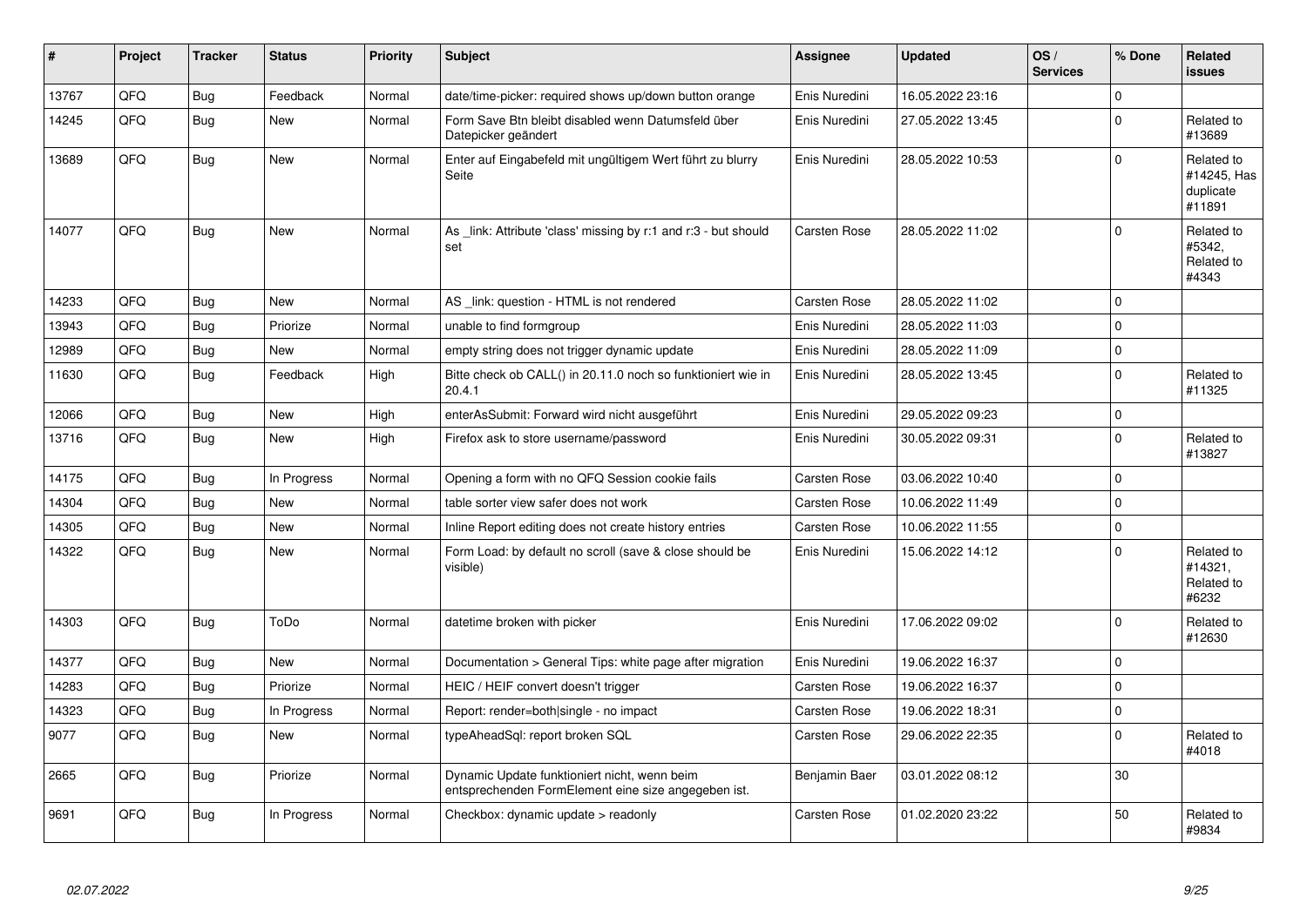| # | Project | Tracker | Status | Priority | Subject | Assignee | Updated | OS / Services | % Done | Related issues |
|---|---|---|---|---|---|---|---|---|---|---|
| 13767 | QFQ | Bug | Feedback | Normal | date/time-picker: required shows up/down button orange | Enis Nuredini | 16.05.2022 23:16 | | 0 | |
| 14245 | QFQ | Bug | New | Normal | Form Save Btn bleibt disabled wenn Datumsfeld über Datepicker geändert | Enis Nuredini | 27.05.2022 13:45 | | 0 | Related to #13689 |
| 13689 | QFQ | Bug | New | Normal | Enter auf Eingabefeld mit ungültigem Wert führt zu blurry Seite | Enis Nuredini | 28.05.2022 10:53 | | 0 | Related to #14245, Has duplicate #11891 |
| 14077 | QFQ | Bug | New | Normal | As _link: Attribute 'class' missing by r:1 and r:3 - but should set | Carsten Rose | 28.05.2022 11:02 | | 0 | Related to #5342, Related to #4343 |
| 14233 | QFQ | Bug | New | Normal | AS _link: question - HTML is not rendered | Carsten Rose | 28.05.2022 11:02 | | 0 | |
| 13943 | QFQ | Bug | Priorize | Normal | unable to find formgroup | Enis Nuredini | 28.05.2022 11:03 | | 0 | |
| 12989 | QFQ | Bug | New | Normal | empty string does not trigger dynamic update | Enis Nuredini | 28.05.2022 11:09 | | 0 | |
| 11630 | QFQ | Bug | Feedback | High | Bitte check ob CALL() in 20.11.0 noch so funktioniert wie in 20.4.1 | Enis Nuredini | 28.05.2022 13:45 | | 0 | Related to #11325 |
| 12066 | QFQ | Bug | New | High | enterAsSubmit: Forward wird nicht ausgeführt | Enis Nuredini | 29.05.2022 09:23 | | 0 | |
| 13716 | QFQ | Bug | New | High | Firefox ask to store username/password | Enis Nuredini | 30.05.2022 09:31 | | 0 | Related to #13827 |
| 14175 | QFQ | Bug | In Progress | Normal | Opening a form with no QFQ Session cookie fails | Carsten Rose | 03.06.2022 10:40 | | 0 | |
| 14304 | QFQ | Bug | New | Normal | table sorter view safer does not work | Carsten Rose | 10.06.2022 11:49 | | 0 | |
| 14305 | QFQ | Bug | New | Normal | Inline Report editing does not create history entries | Carsten Rose | 10.06.2022 11:55 | | 0 | |
| 14322 | QFQ | Bug | New | Normal | Form Load: by default no scroll (save & close should be visible) | Enis Nuredini | 15.06.2022 14:12 | | 0 | Related to #14321, Related to #6232 |
| 14303 | QFQ | Bug | ToDo | Normal | datetime broken with picker | Enis Nuredini | 17.06.2022 09:02 | | 0 | Related to #12630 |
| 14377 | QFQ | Bug | New | Normal | Documentation > General Tips: white page after migration | Enis Nuredini | 19.06.2022 16:37 | | 0 | |
| 14283 | QFQ | Bug | Priorize | Normal | HEIC / HEIF convert doesn't trigger | Carsten Rose | 19.06.2022 16:37 | | 0 | |
| 14323 | QFQ | Bug | In Progress | Normal | Report: render=both\|single - no impact | Carsten Rose | 19.06.2022 18:31 | | 0 | |
| 9077 | QFQ | Bug | New | Normal | typeAheadSql: report broken SQL | Carsten Rose | 29.06.2022 22:35 | | 0 | Related to #4018 |
| 2665 | QFQ | Bug | Priorize | Normal | Dynamic Update funktioniert nicht, wenn beim entsprechenden FormElement eine size angegeben ist. | Benjamin Baer | 03.01.2022 08:12 | | 30 | |
| 9691 | QFQ | Bug | In Progress | Normal | Checkbox: dynamic update > readonly | Carsten Rose | 01.02.2020 23:22 | | 50 | Related to #9834 |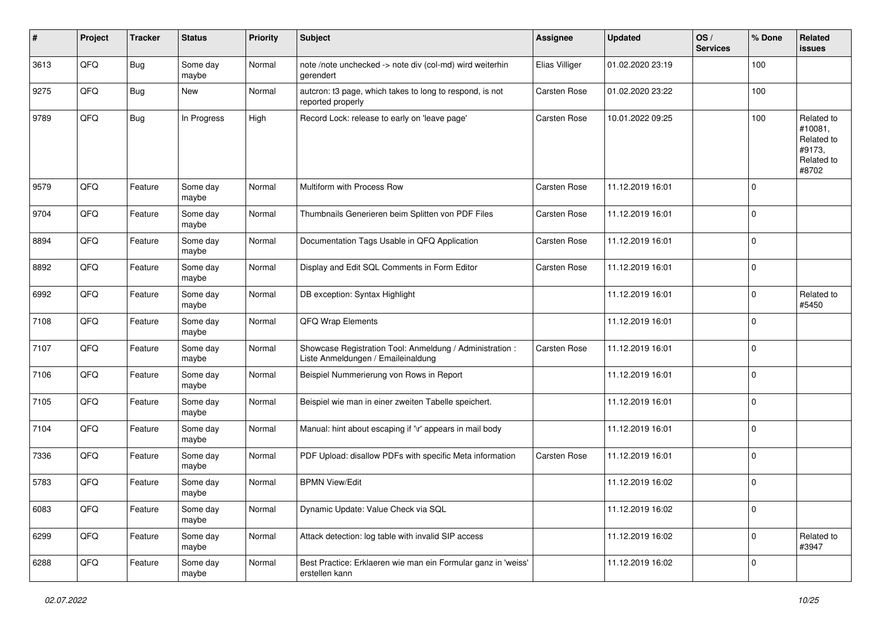| # | Project | Tracker | Status | Priority | Subject | Assignee | Updated | OS / Services | % Done | Related issues |
|---|---|---|---|---|---|---|---|---|---|---|
| 3613 | QFQ | Bug | Some day maybe | Normal | note /note unchecked -> note div (col-md) wird weiterhin gerendert | Elias Villiger | 01.02.2020 23:19 | | 100 | |
| 9275 | QFQ | Bug | New | Normal | autcron: t3 page, which takes to long to respond, is not reported properly | Carsten Rose | 01.02.2020 23:22 | | 100 | |
| 9789 | QFQ | Bug | In Progress | High | Record Lock: release to early on 'leave page' | Carsten Rose | 10.01.2022 09:25 | | 100 | Related to #10081, Related to #9173, Related to #8702 |
| 9579 | QFQ | Feature | Some day maybe | Normal | Multiform with Process Row | Carsten Rose | 11.12.2019 16:01 | | 0 | |
| 9704 | QFQ | Feature | Some day maybe | Normal | Thumbnails Generieren beim Splitten von PDF Files | Carsten Rose | 11.12.2019 16:01 | | 0 | |
| 8894 | QFQ | Feature | Some day maybe | Normal | Documentation Tags Usable in QFQ Application | Carsten Rose | 11.12.2019 16:01 | | 0 | |
| 8892 | QFQ | Feature | Some day maybe | Normal | Display and Edit SQL Comments in Form Editor | Carsten Rose | 11.12.2019 16:01 | | 0 | |
| 6992 | QFQ | Feature | Some day maybe | Normal | DB exception: Syntax Highlight | | 11.12.2019 16:01 | | 0 | Related to #5450 |
| 7108 | QFQ | Feature | Some day maybe | Normal | QFQ Wrap Elements | | 11.12.2019 16:01 | | 0 | |
| 7107 | QFQ | Feature | Some day maybe | Normal | Showcase Registration Tool: Anmeldung / Administration : Liste Anmeldungen / Emaileinaldung | Carsten Rose | 11.12.2019 16:01 | | 0 | |
| 7106 | QFQ | Feature | Some day maybe | Normal | Beispiel Nummerierung von Rows in Report | | 11.12.2019 16:01 | | 0 | |
| 7105 | QFQ | Feature | Some day maybe | Normal | Beispiel wie man in einer zweiten Tabelle speichert. | | 11.12.2019 16:01 | | 0 | |
| 7104 | QFQ | Feature | Some day maybe | Normal | Manual: hint about escaping if '\r' appears in mail body | | 11.12.2019 16:01 | | 0 | |
| 7336 | QFQ | Feature | Some day maybe | Normal | PDF Upload: disallow PDFs with specific Meta information | Carsten Rose | 11.12.2019 16:01 | | 0 | |
| 5783 | QFQ | Feature | Some day maybe | Normal | BPMN View/Edit | | 11.12.2019 16:02 | | 0 | |
| 6083 | QFQ | Feature | Some day maybe | Normal | Dynamic Update: Value Check via SQL | | 11.12.2019 16:02 | | 0 | |
| 6299 | QFQ | Feature | Some day maybe | Normal | Attack detection: log table with invalid SIP access | | 11.12.2019 16:02 | | 0 | Related to #3947 |
| 6288 | QFQ | Feature | Some day maybe | Normal | Best Practice: Erklaeren wie man ein Formular ganz in 'weiss' erstellen kann | | 11.12.2019 16:02 | | 0 | |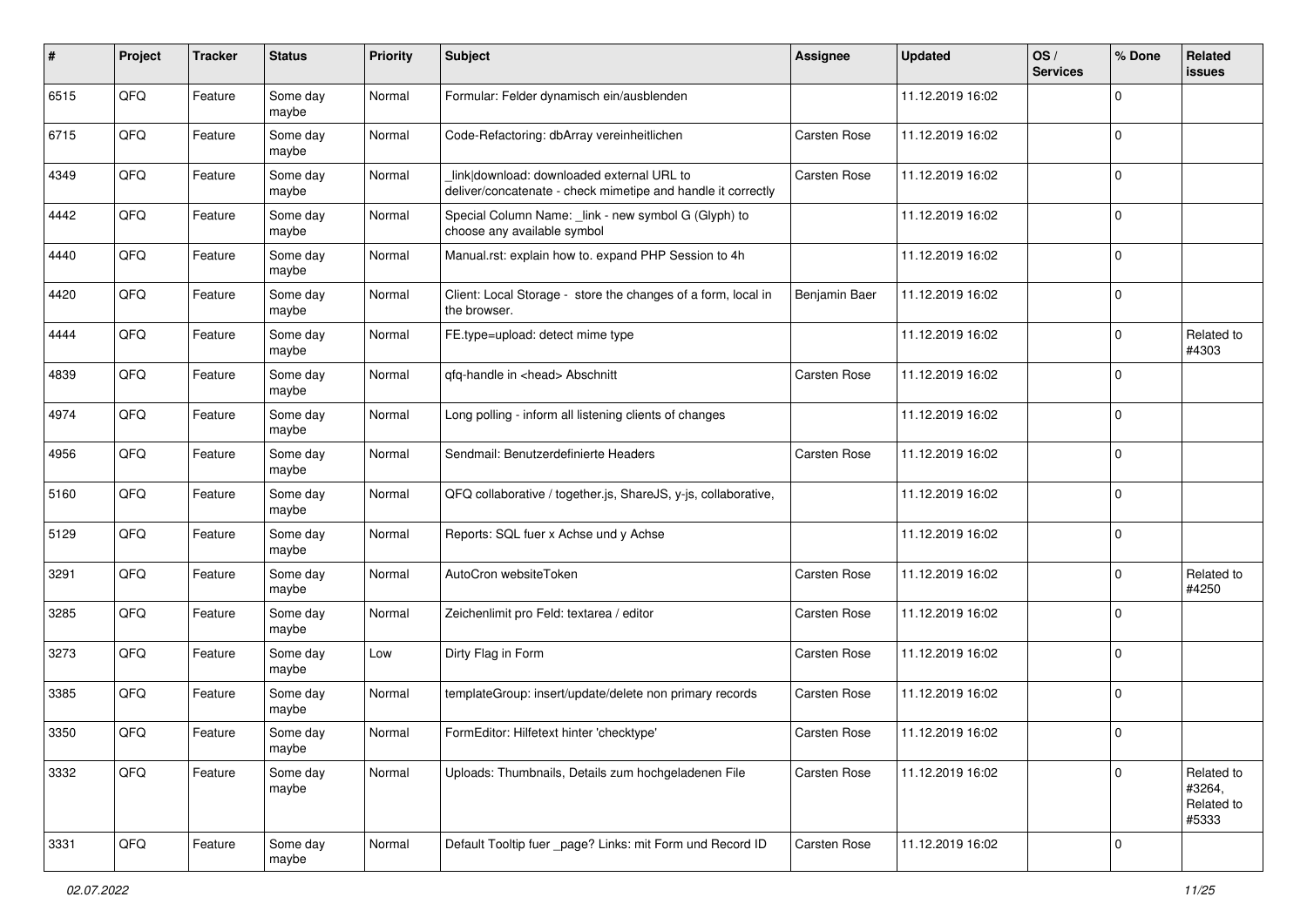| # | Project | Tracker | Status | Priority | Subject | Assignee | Updated | OS / Services | % Done | Related issues |
|---|---|---|---|---|---|---|---|---|---|---|
| 6515 | QFQ | Feature | Some day maybe | Normal | Formular: Felder dynamisch ein/ausblenden | | 11.12.2019 16:02 | | 0 | |
| 6715 | QFQ | Feature | Some day maybe | Normal | Code-Refactoring: dbArray vereinheitlichen | Carsten Rose | 11.12.2019 16:02 | | 0 | |
| 4349 | QFQ | Feature | Some day maybe | Normal | _link\|download: downloaded external URL to deliver/concatenate - check mimetipe and handle it correctly | Carsten Rose | 11.12.2019 16:02 | | 0 | |
| 4442 | QFQ | Feature | Some day maybe | Normal | Special Column Name: _link - new symbol G (Glyph) to choose any available symbol | | 11.12.2019 16:02 | | 0 | |
| 4440 | QFQ | Feature | Some day maybe | Normal | Manual.rst: explain how to. expand PHP Session to 4h | | 11.12.2019 16:02 | | 0 | |
| 4420 | QFQ | Feature | Some day maybe | Normal | Client: Local Storage - store the changes of a form, local in the browser. | Benjamin Baer | 11.12.2019 16:02 | | 0 | |
| 4444 | QFQ | Feature | Some day maybe | Normal | FE.type=upload: detect mime type | | 11.12.2019 16:02 | | 0 | Related to #4303 |
| 4839 | QFQ | Feature | Some day maybe | Normal | qfq-handle in <head> Abschnitt | Carsten Rose | 11.12.2019 16:02 | | 0 | |
| 4974 | QFQ | Feature | Some day maybe | Normal | Long polling - inform all listening clients of changes | | 11.12.2019 16:02 | | 0 | |
| 4956 | QFQ | Feature | Some day maybe | Normal | Sendmail: Benutzerdefinierte Headers | Carsten Rose | 11.12.2019 16:02 | | 0 | |
| 5160 | QFQ | Feature | Some day maybe | Normal | QFQ collaborative / together.js, ShareJS, y-js, collaborative, | | 11.12.2019 16:02 | | 0 | |
| 5129 | QFQ | Feature | Some day maybe | Normal | Reports: SQL fuer x Achse und y Achse | | 11.12.2019 16:02 | | 0 | |
| 3291 | QFQ | Feature | Some day maybe | Normal | AutoCron websiteToken | Carsten Rose | 11.12.2019 16:02 | | 0 | Related to #4250 |
| 3285 | QFQ | Feature | Some day maybe | Normal | Zeichenlimit pro Feld: textarea / editor | Carsten Rose | 11.12.2019 16:02 | | 0 | |
| 3273 | QFQ | Feature | Some day maybe | Low | Dirty Flag in Form | Carsten Rose | 11.12.2019 16:02 | | 0 | |
| 3385 | QFQ | Feature | Some day maybe | Normal | templateGroup: insert/update/delete non primary records | Carsten Rose | 11.12.2019 16:02 | | 0 | |
| 3350 | QFQ | Feature | Some day maybe | Normal | FormEditor: Hilfetext hinter 'checktype' | Carsten Rose | 11.12.2019 16:02 | | 0 | |
| 3332 | QFQ | Feature | Some day maybe | Normal | Uploads: Thumbnails, Details zum hochgeladenen File | Carsten Rose | 11.12.2019 16:02 | | 0 | Related to #3264, Related to #5333 |
| 3331 | QFQ | Feature | Some day maybe | Normal | Default Tooltip fuer _page? Links: mit Form und Record ID | Carsten Rose | 11.12.2019 16:02 | | 0 | |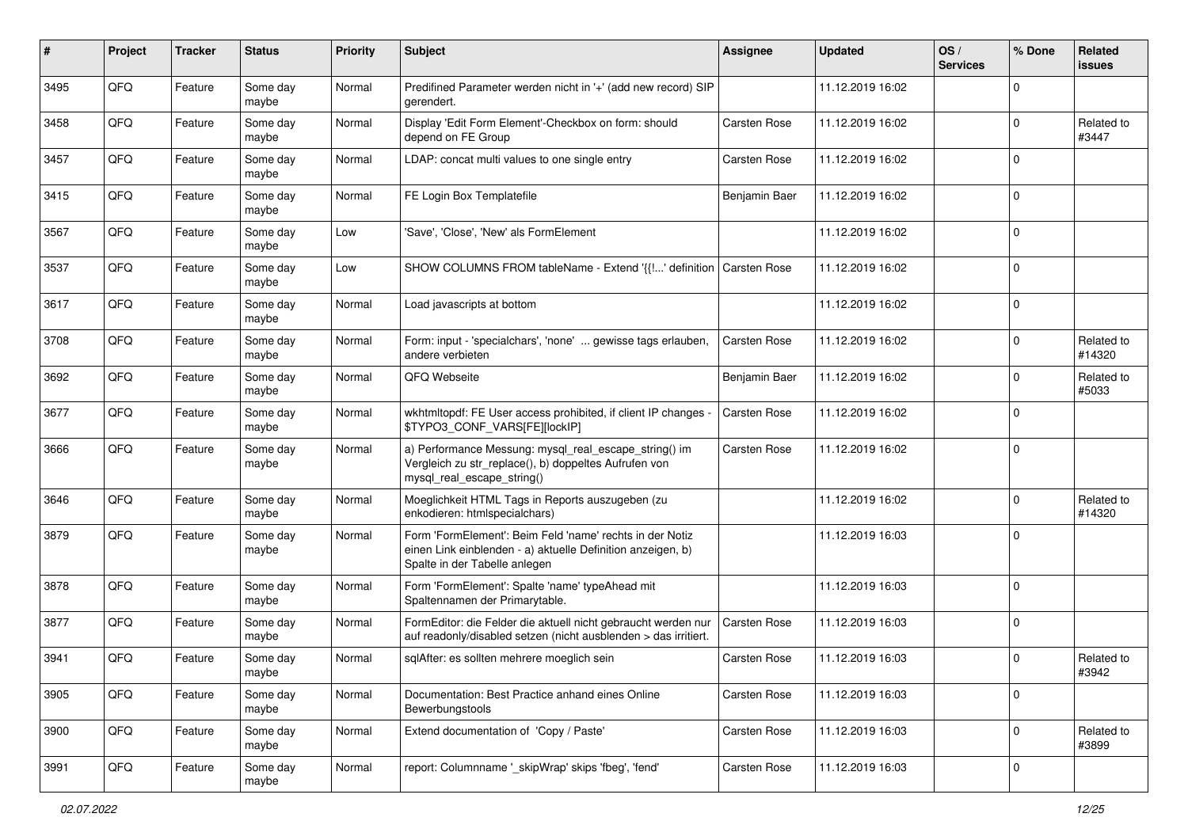| # | Project | Tracker | Status | Priority | Subject | Assignee | Updated | OS / Services | % Done | Related issues |
|---|---|---|---|---|---|---|---|---|---|---|
| 3495 | QFQ | Feature | Some day maybe | Normal | Predifined Parameter werden nicht in '+' (add new record) SIP gerendert. | | 11.12.2019 16:02 | | 0 | |
| 3458 | QFQ | Feature | Some day maybe | Normal | Display 'Edit Form Element'-Checkbox on form: should depend on FE Group | Carsten Rose | 11.12.2019 16:02 | | 0 | Related to #3447 |
| 3457 | QFQ | Feature | Some day maybe | Normal | LDAP: concat multi values to one single entry | Carsten Rose | 11.12.2019 16:02 | | 0 | |
| 3415 | QFQ | Feature | Some day maybe | Normal | FE Login Box Templatefile | Benjamin Baer | 11.12.2019 16:02 | | 0 | |
| 3567 | QFQ | Feature | Some day maybe | Low | 'Save', 'Close', 'New' als FormElement | | 11.12.2019 16:02 | | 0 | |
| 3537 | QFQ | Feature | Some day maybe | Low | SHOW COLUMNS FROM tableName - Extend '{{!...' definition | Carsten Rose | 11.12.2019 16:02 | | 0 | |
| 3617 | QFQ | Feature | Some day maybe | Normal | Load javascripts at bottom | | 11.12.2019 16:02 | | 0 | |
| 3708 | QFQ | Feature | Some day maybe | Normal | Form: input - 'specialchars', 'none' ... gewisse tags erlauben, andere verbieten | Carsten Rose | 11.12.2019 16:02 | | 0 | Related to #14320 |
| 3692 | QFQ | Feature | Some day maybe | Normal | QFQ Webseite | Benjamin Baer | 11.12.2019 16:02 | | 0 | Related to #5033 |
| 3677 | QFQ | Feature | Some day maybe | Normal | wkhtmltopdf: FE User access prohibited, if client IP changes - $TYPO3_CONF_VARS[FE][lockIP] | Carsten Rose | 11.12.2019 16:02 | | 0 | |
| 3666 | QFQ | Feature | Some day maybe | Normal | a) Performance Messung: mysql_real_escape_string() im Vergleich zu str_replace(), b) doppeltes Aufrufen von mysql_real_escape_string() | Carsten Rose | 11.12.2019 16:02 | | 0 | |
| 3646 | QFQ | Feature | Some day maybe | Normal | Moeglichkeit HTML Tags in Reports auszugeben (zu enkodieren: htmlspecialchars) | | 11.12.2019 16:02 | | 0 | Related to #14320 |
| 3879 | QFQ | Feature | Some day maybe | Normal | Form 'FormElement': Beim Feld 'name' rechts in der Notiz einen Link einblenden - a) aktuelle Definition anzeigen, b) Spalte in der Tabelle anlegen | | 11.12.2019 16:03 | | 0 | |
| 3878 | QFQ | Feature | Some day maybe | Normal | Form 'FormElement': Spalte 'name' typeAhead mit Spaltennamen der Primarytable. | | 11.12.2019 16:03 | | 0 | |
| 3877 | QFQ | Feature | Some day maybe | Normal | FormEditor: die Felder die aktuell nicht gebraucht werden nur auf readonly/disabled setzen (nicht ausblenden > das irritiert. | Carsten Rose | 11.12.2019 16:03 | | 0 | |
| 3941 | QFQ | Feature | Some day maybe | Normal | sqlAfter: es sollten mehrere moeglich sein | Carsten Rose | 11.12.2019 16:03 | | 0 | Related to #3942 |
| 3905 | QFQ | Feature | Some day maybe | Normal | Documentation: Best Practice anhand eines Online Bewerbungstools | Carsten Rose | 11.12.2019 16:03 | | 0 | |
| 3900 | QFQ | Feature | Some day maybe | Normal | Extend documentation of 'Copy / Paste' | Carsten Rose | 11.12.2019 16:03 | | 0 | Related to #3899 |
| 3991 | QFQ | Feature | Some day maybe | Normal | report: Columnname '_skipWrap' skips 'fbeg', 'fend' | Carsten Rose | 11.12.2019 16:03 | | 0 | |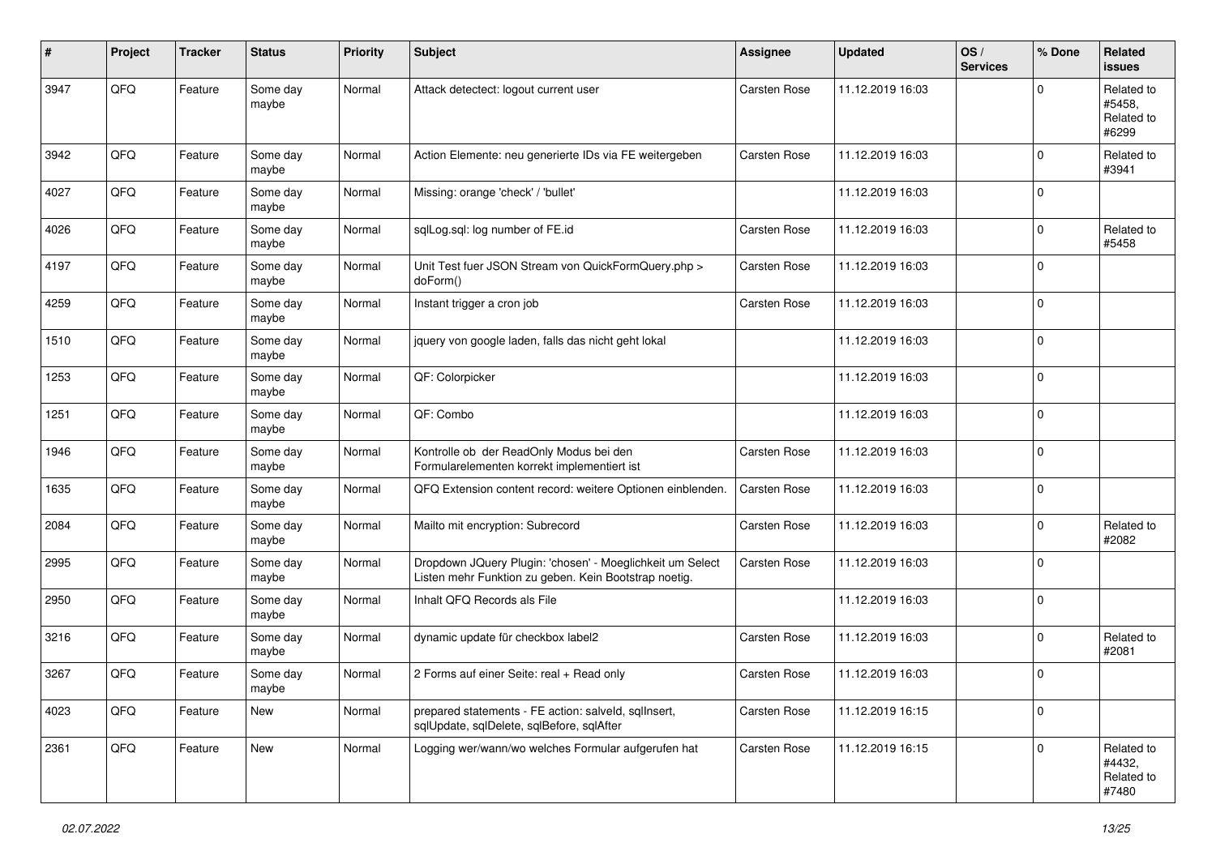| # | Project | Tracker | Status | Priority | Subject | Assignee | Updated | OS / Services | % Done | Related issues |
|---|---|---|---|---|---|---|---|---|---|---|
| 3947 | QFQ | Feature | Some day maybe | Normal | Attack detectect: logout current user | Carsten Rose | 11.12.2019 16:03 | | 0 | Related to #5458, Related to #6299 |
| 3942 | QFQ | Feature | Some day maybe | Normal | Action Elemente: neu generierte IDs via FE weitergeben | Carsten Rose | 11.12.2019 16:03 | | 0 | Related to #3941 |
| 4027 | QFQ | Feature | Some day maybe | Normal | Missing: orange 'check' / 'bullet' | | 11.12.2019 16:03 | | 0 | |
| 4026 | QFQ | Feature | Some day maybe | Normal | sqlLog.sql: log number of FE.id | Carsten Rose | 11.12.2019 16:03 | | 0 | Related to #5458 |
| 4197 | QFQ | Feature | Some day maybe | Normal | Unit Test fuer JSON Stream von QuickFormQuery.php > doForm() | Carsten Rose | 11.12.2019 16:03 | | 0 | |
| 4259 | QFQ | Feature | Some day maybe | Normal | Instant trigger a cron job | Carsten Rose | 11.12.2019 16:03 | | 0 | |
| 1510 | QFQ | Feature | Some day maybe | Normal | jquery von google laden, falls das nicht geht lokal | | 11.12.2019 16:03 | | 0 | |
| 1253 | QFQ | Feature | Some day maybe | Normal | QF: Colorpicker | | 11.12.2019 16:03 | | 0 | |
| 1251 | QFQ | Feature | Some day maybe | Normal | QF: Combo | | 11.12.2019 16:03 | | 0 | |
| 1946 | QFQ | Feature | Some day maybe | Normal | Kontrolle ob der ReadOnly Modus bei den Formularelementen korrekt implementiert ist | Carsten Rose | 11.12.2019 16:03 | | 0 | |
| 1635 | QFQ | Feature | Some day maybe | Normal | QFQ Extension content record: weitere Optionen einblenden. | Carsten Rose | 11.12.2019 16:03 | | 0 | |
| 2084 | QFQ | Feature | Some day maybe | Normal | Mailto mit encryption: Subrecord | Carsten Rose | 11.12.2019 16:03 | | 0 | Related to #2082 |
| 2995 | QFQ | Feature | Some day maybe | Normal | Dropdown JQuery Plugin: 'chosen' - Moeglichkeit um Select Listen mehr Funktion zu geben. Kein Bootstrap noetig. | Carsten Rose | 11.12.2019 16:03 | | 0 | |
| 2950 | QFQ | Feature | Some day maybe | Normal | Inhalt QFQ Records als File | | 11.12.2019 16:03 | | 0 | |
| 3216 | QFQ | Feature | Some day maybe | Normal | dynamic update für checkbox label2 | Carsten Rose | 11.12.2019 16:03 | | 0 | Related to #2081 |
| 3267 | QFQ | Feature | Some day maybe | Normal | 2 Forms auf einer Seite: real + Read only | Carsten Rose | 11.12.2019 16:03 | | 0 | |
| 4023 | QFQ | Feature | New | Normal | prepared statements - FE action: salveld, sqlInsert, sqlUpdate, sqlDelete, sqlBefore, sqlAfter | Carsten Rose | 11.12.2019 16:15 | | 0 | |
| 2361 | QFQ | Feature | New | Normal | Logging wer/wann/wo welches Formular aufgerufen hat | Carsten Rose | 11.12.2019 16:15 | | 0 | Related to #4432, Related to #7480 |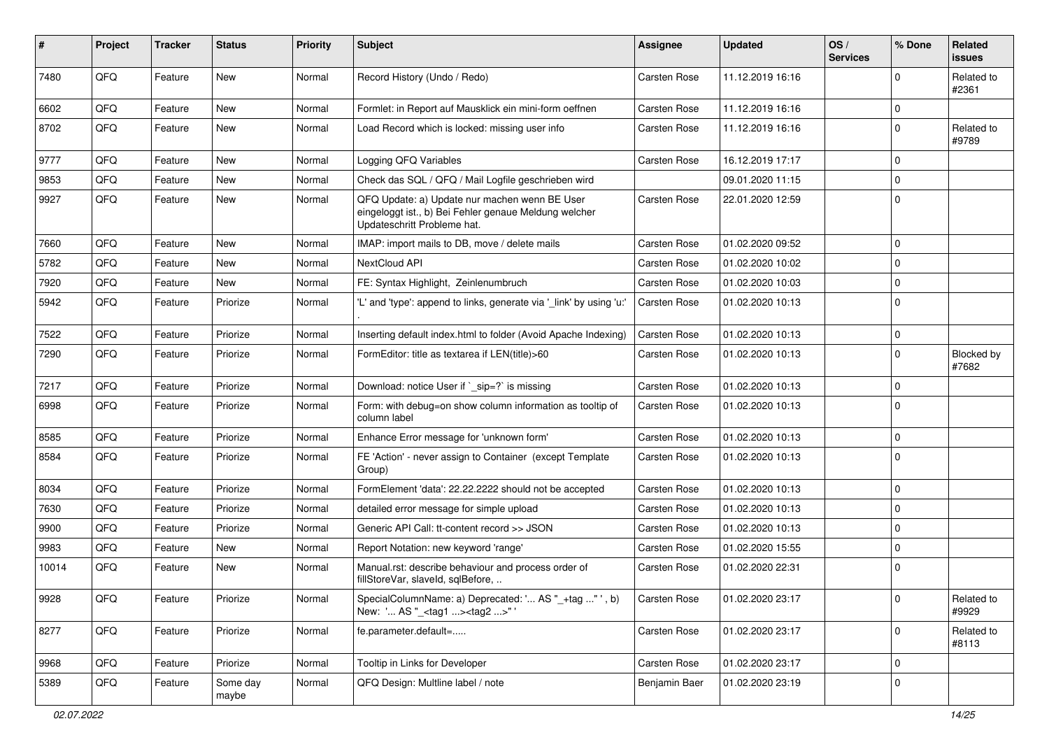| # | Project | Tracker | Status | Priority | Subject | Assignee | Updated | OS / Services | % Done | Related issues |
|---|---|---|---|---|---|---|---|---|---|---|
| 7480 | QFQ | Feature | New | Normal | Record History (Undo / Redo) | Carsten Rose | 11.12.2019 16:16 | | 0 | Related to #2361 |
| 6602 | QFQ | Feature | New | Normal | Formlet: in Report auf Mausklick ein mini-form oeffnen | Carsten Rose | 11.12.2019 16:16 | | 0 | |
| 8702 | QFQ | Feature | New | Normal | Load Record which is locked: missing user info | Carsten Rose | 11.12.2019 16:16 | | 0 | Related to #9789 |
| 9777 | QFQ | Feature | New | Normal | Logging QFQ Variables | Carsten Rose | 16.12.2019 17:17 | | 0 | |
| 9853 | QFQ | Feature | New | Normal | Check das SQL / QFQ / Mail Logfile geschrieben wird | | 09.01.2020 11:15 | | 0 | |
| 9927 | QFQ | Feature | New | Normal | QFQ Update: a) Update nur machen wenn BE User eingeloggt ist., b) Bei Fehler genaue Meldung welcher Updateschritt Probleme hat. | Carsten Rose | 22.01.2020 12:59 | | 0 | |
| 7660 | QFQ | Feature | New | Normal | IMAP: import mails to DB, move / delete mails | Carsten Rose | 01.02.2020 09:52 | | 0 | |
| 5782 | QFQ | Feature | New | Normal | NextCloud API | Carsten Rose | 01.02.2020 10:02 | | 0 | |
| 7920 | QFQ | Feature | New | Normal | FE: Syntax Highlight, Zeinlenumbruch | Carsten Rose | 01.02.2020 10:03 | | 0 | |
| 5942 | QFQ | Feature | Priorize | Normal | 'L' and 'type': append to links, generate via '_link' by using 'u:' . | Carsten Rose | 01.02.2020 10:13 | | 0 | |
| 7522 | QFQ | Feature | Priorize | Normal | Inserting default index.html to folder (Avoid Apache Indexing) | Carsten Rose | 01.02.2020 10:13 | | 0 | |
| 7290 | QFQ | Feature | Priorize | Normal | FormEditor: title as textarea if LEN(title)>60 | Carsten Rose | 01.02.2020 10:13 | | 0 | Blocked by #7682 |
| 7217 | QFQ | Feature | Priorize | Normal | Download: notice User if `_sip=?` is missing | Carsten Rose | 01.02.2020 10:13 | | 0 | |
| 6998 | QFQ | Feature | Priorize | Normal | Form: with debug=on show column information as tooltip of column label | Carsten Rose | 01.02.2020 10:13 | | 0 | |
| 8585 | QFQ | Feature | Priorize | Normal | Enhance Error message for 'unknown form' | Carsten Rose | 01.02.2020 10:13 | | 0 | |
| 8584 | QFQ | Feature | Priorize | Normal | FE 'Action' - never assign to Container (except Template Group) | Carsten Rose | 01.02.2020 10:13 | | 0 | |
| 8034 | QFQ | Feature | Priorize | Normal | FormElement 'data': 22.22.2222 should not be accepted | Carsten Rose | 01.02.2020 10:13 | | 0 | |
| 7630 | QFQ | Feature | Priorize | Normal | detailed error message for simple upload | Carsten Rose | 01.02.2020 10:13 | | 0 | |
| 9900 | QFQ | Feature | Priorize | Normal | Generic API Call: tt-content record >> JSON | Carsten Rose | 01.02.2020 10:13 | | 0 | |
| 9983 | QFQ | Feature | New | Normal | Report Notation: new keyword 'range' | Carsten Rose | 01.02.2020 15:55 | | 0 | |
| 10014 | QFQ | Feature | New | Normal | Manual.rst: describe behaviour and process order of fillStoreVar, slaveId, sqlBefore, .. | Carsten Rose | 01.02.2020 22:31 | | 0 | |
| 9928 | QFQ | Feature | Priorize | Normal | SpecialColumnName: a) Deprecated: '... AS "_+tag ..." ', b) New: '... AS "_<tag1 ...><tag2 ...>" ' | Carsten Rose | 01.02.2020 23:17 | | 0 | Related to #9929 |
| 8277 | QFQ | Feature | Priorize | Normal | fe.parameter.default=..... | Carsten Rose | 01.02.2020 23:17 | | 0 | Related to #8113 |
| 9968 | QFQ | Feature | Priorize | Normal | Tooltip in Links for Developer | Carsten Rose | 01.02.2020 23:17 | | 0 | |
| 5389 | QFQ | Feature | Some day maybe | Normal | QFQ Design: Multline label / note | Benjamin Baer | 01.02.2020 23:19 | | 0 | |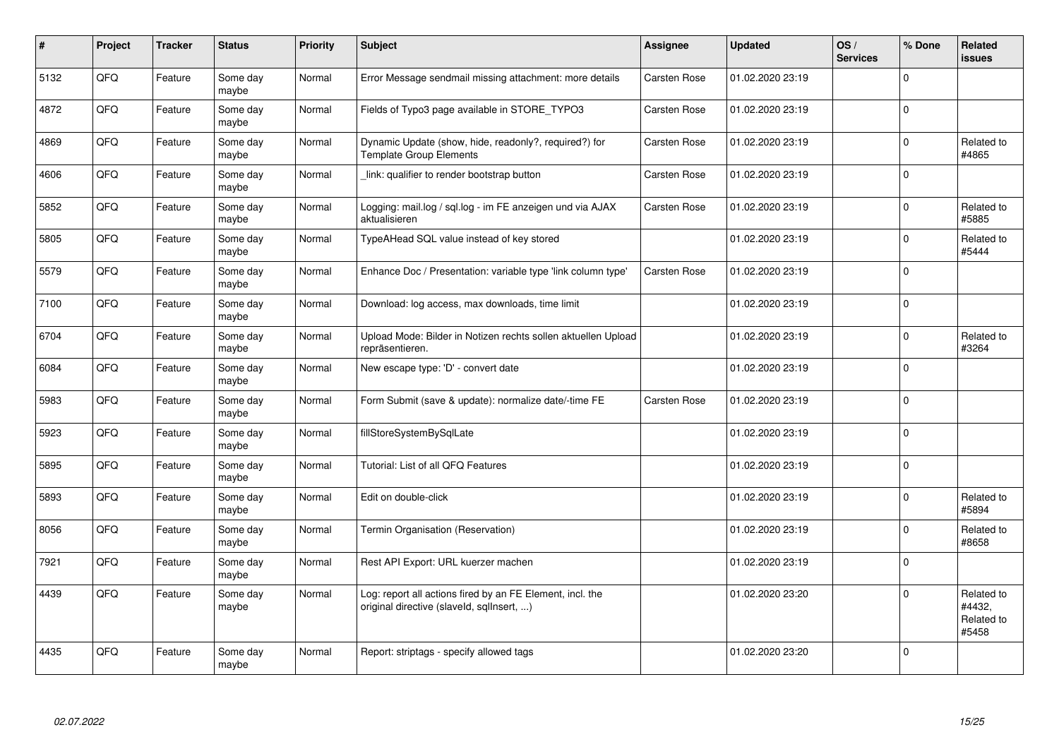| # | Project | Tracker | Status | Priority | Subject | Assignee | Updated | OS / Services | % Done | Related issues |
|---|---|---|---|---|---|---|---|---|---|---|
| 5132 | QFQ | Feature | Some day maybe | Normal | Error Message sendmail missing attachment: more details | Carsten Rose | 01.02.2020 23:19 | | 0 | |
| 4872 | QFQ | Feature | Some day maybe | Normal | Fields of Typo3 page available in STORE_TYPO3 | Carsten Rose | 01.02.2020 23:19 | | 0 | |
| 4869 | QFQ | Feature | Some day maybe | Normal | Dynamic Update (show, hide, readonly?, required?) for Template Group Elements | Carsten Rose | 01.02.2020 23:19 | | 0 | Related to #4865 |
| 4606 | QFQ | Feature | Some day maybe | Normal | _link: qualifier to render bootstrap button | Carsten Rose | 01.02.2020 23:19 | | 0 | |
| 5852 | QFQ | Feature | Some day maybe | Normal | Logging: mail.log / sql.log - im FE anzeigen und via AJAX aktualisieren | Carsten Rose | 01.02.2020 23:19 | | 0 | Related to #5885 |
| 5805 | QFQ | Feature | Some day maybe | Normal | TypeAHead SQL value instead of key stored | | 01.02.2020 23:19 | | 0 | Related to #5444 |
| 5579 | QFQ | Feature | Some day maybe | Normal | Enhance Doc / Presentation: variable type 'link column type' | Carsten Rose | 01.02.2020 23:19 | | 0 | |
| 7100 | QFQ | Feature | Some day maybe | Normal | Download: log access, max downloads, time limit | | 01.02.2020 23:19 | | 0 | |
| 6704 | QFQ | Feature | Some day maybe | Normal | Upload Mode: Bilder in Notizen rechts sollen aktuellen Upload repräsentieren. | | 01.02.2020 23:19 | | 0 | Related to #3264 |
| 6084 | QFQ | Feature | Some day maybe | Normal | New escape type: 'D' - convert date | | 01.02.2020 23:19 | | 0 | |
| 5983 | QFQ | Feature | Some day maybe | Normal | Form Submit (save & update): normalize date/-time FE | Carsten Rose | 01.02.2020 23:19 | | 0 | |
| 5923 | QFQ | Feature | Some day maybe | Normal | fillStoreSystemBySqlLate | | 01.02.2020 23:19 | | 0 | |
| 5895 | QFQ | Feature | Some day maybe | Normal | Tutorial: List of all QFQ Features | | 01.02.2020 23:19 | | 0 | |
| 5893 | QFQ | Feature | Some day maybe | Normal | Edit on double-click | | 01.02.2020 23:19 | | 0 | Related to #5894 |
| 8056 | QFQ | Feature | Some day maybe | Normal | Termin Organisation (Reservation) | | 01.02.2020 23:19 | | 0 | Related to #8658 |
| 7921 | QFQ | Feature | Some day maybe | Normal | Rest API Export: URL kuerzer machen | | 01.02.2020 23:19 | | 0 | |
| 4439 | QFQ | Feature | Some day maybe | Normal | Log: report all actions fired by an FE Element, incl. the original directive (slaveId, sqlInsert, ...) | | 01.02.2020 23:20 | | 0 | Related to #4432, Related to #5458 |
| 4435 | QFQ | Feature | Some day maybe | Normal | Report: striptags - specify allowed tags | | 01.02.2020 23:20 | | 0 | |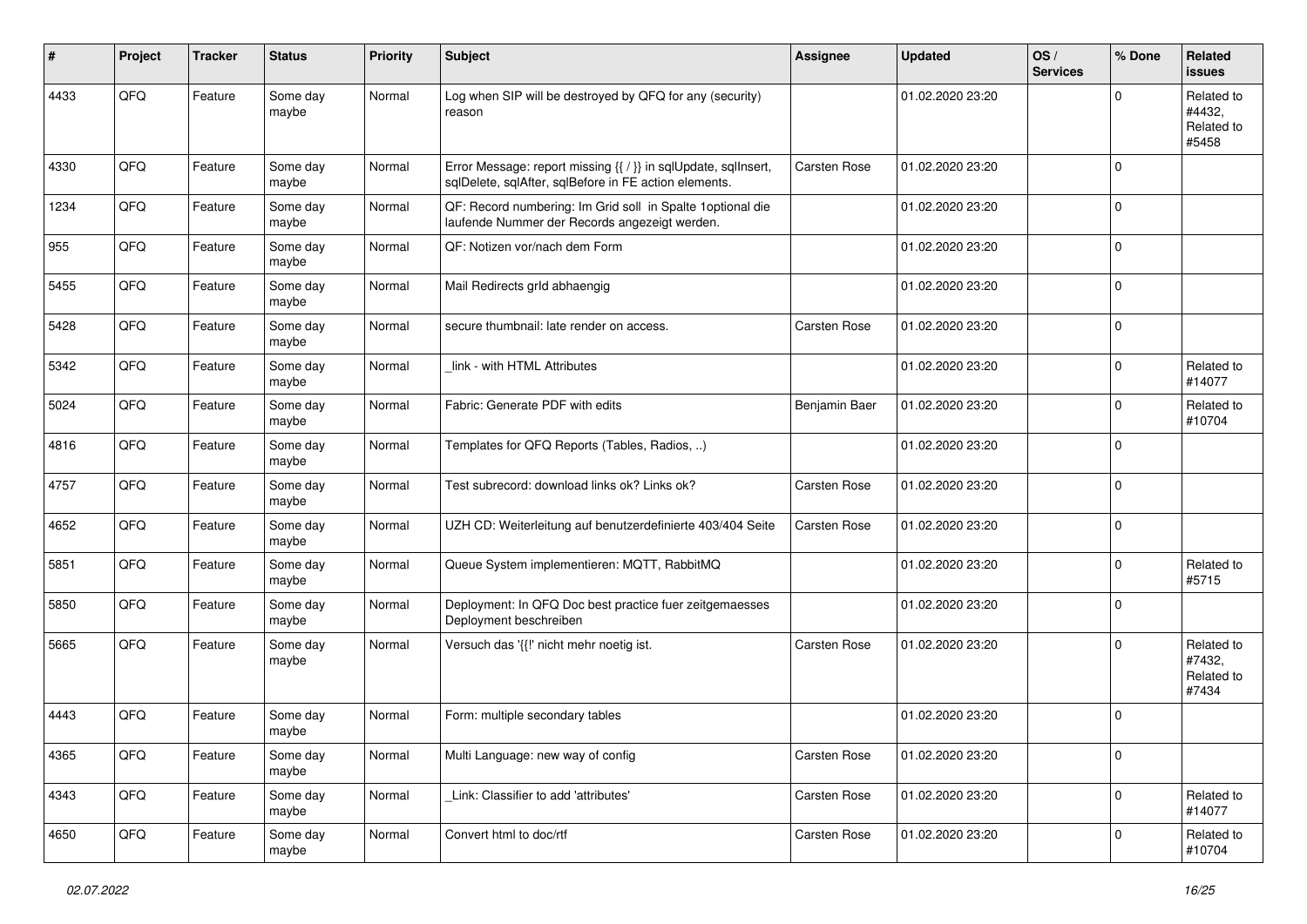| # | Project | Tracker | Status | Priority | Subject | Assignee | Updated | OS / Services | % Done | Related issues |
|---|---|---|---|---|---|---|---|---|---|---|
| 4433 | QFQ | Feature | Some day maybe | Normal | Log when SIP will be destroyed by QFQ for any (security) reason | | 01.02.2020 23:20 | | 0 | Related to #4432, Related to #5458 |
| 4330 | QFQ | Feature | Some day maybe | Normal | Error Message: report missing {{ / }} in sqlUpdate, sqlInsert, sqlDelete, sqlAfter, sqlBefore in FE action elements. | Carsten Rose | 01.02.2020 23:20 | | 0 | |
| 1234 | QFQ | Feature | Some day maybe | Normal | QF: Record numbering: Im Grid soll in Spalte 1optional die laufende Nummer der Records angezeigt werden. | | 01.02.2020 23:20 | | 0 | |
| 955 | QFQ | Feature | Some day maybe | Normal | QF: Notizen vor/nach dem Form | | 01.02.2020 23:20 | | 0 | |
| 5455 | QFQ | Feature | Some day maybe | Normal | Mail Redirects grId abhaengig | | 01.02.2020 23:20 | | 0 | |
| 5428 | QFQ | Feature | Some day maybe | Normal | secure thumbnail: late render on access. | Carsten Rose | 01.02.2020 23:20 | | 0 | |
| 5342 | QFQ | Feature | Some day maybe | Normal | _link - with HTML Attributes | | 01.02.2020 23:20 | | 0 | Related to #14077 |
| 5024 | QFQ | Feature | Some day maybe | Normal | Fabric: Generate PDF with edits | Benjamin Baer | 01.02.2020 23:20 | | 0 | Related to #10704 |
| 4816 | QFQ | Feature | Some day maybe | Normal | Templates for QFQ Reports (Tables, Radios, ..) | | 01.02.2020 23:20 | | 0 | |
| 4757 | QFQ | Feature | Some day maybe | Normal | Test subrecord: download links ok? Links ok? | Carsten Rose | 01.02.2020 23:20 | | 0 | |
| 4652 | QFQ | Feature | Some day maybe | Normal | UZH CD: Weiterleitung auf benutzerdefinierte 403/404 Seite | Carsten Rose | 01.02.2020 23:20 | | 0 | |
| 5851 | QFQ | Feature | Some day maybe | Normal | Queue System implementieren: MQTT, RabbitMQ | | 01.02.2020 23:20 | | 0 | Related to #5715 |
| 5850 | QFQ | Feature | Some day maybe | Normal | Deployment: In QFQ Doc best practice fuer zeitgemaesses Deployment beschreiben | | 01.02.2020 23:20 | | 0 | |
| 5665 | QFQ | Feature | Some day maybe | Normal | Versuch das '{{!' nicht mehr noetig ist. | Carsten Rose | 01.02.2020 23:20 | | 0 | Related to #7432, Related to #7434 |
| 4443 | QFQ | Feature | Some day maybe | Normal | Form: multiple secondary tables | | 01.02.2020 23:20 | | 0 | |
| 4365 | QFQ | Feature | Some day maybe | Normal | Multi Language: new way of config | Carsten Rose | 01.02.2020 23:20 | | 0 | |
| 4343 | QFQ | Feature | Some day maybe | Normal | _Link: Classifier to add 'attributes' | Carsten Rose | 01.02.2020 23:20 | | 0 | Related to #14077 |
| 4650 | QFQ | Feature | Some day maybe | Normal | Convert html to doc/rtf | Carsten Rose | 01.02.2020 23:20 | | 0 | Related to #10704 |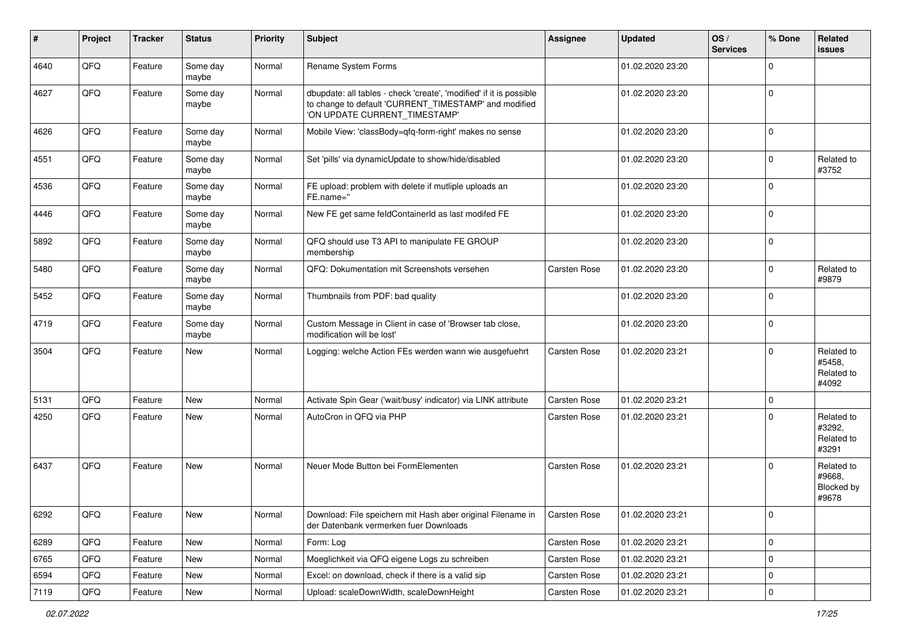| # | Project | Tracker | Status | Priority | Subject | Assignee | Updated | OS / Services | % Done | Related issues |
|---|---|---|---|---|---|---|---|---|---|---|
| 4640 | QFQ | Feature | Some day maybe | Normal | Rename System Forms | | 01.02.2020 23:20 | | 0 | |
| 4627 | QFQ | Feature | Some day maybe | Normal | dbupdate: all tables - check 'create', 'modified' if it is possible to change to default 'CURRENT_TIMESTAMP' and modified 'ON UPDATE CURRENT_TIMESTAMP' | | 01.02.2020 23:20 | | 0 | |
| 4626 | QFQ | Feature | Some day maybe | Normal | Mobile View: 'classBody=qfq-form-right' makes no sense | | 01.02.2020 23:20 | | 0 | |
| 4551 | QFQ | Feature | Some day maybe | Normal | Set 'pills' via dynamicUpdate to show/hide/disabled | | 01.02.2020 23:20 | | 0 | Related to #3752 |
| 4536 | QFQ | Feature | Some day maybe | Normal | FE upload: problem with delete if mutliple uploads an FE.name='' | | 01.02.2020 23:20 | | 0 | |
| 4446 | QFQ | Feature | Some day maybe | Normal | New FE get same feldContainerId as last modifed FE | | 01.02.2020 23:20 | | 0 | |
| 5892 | QFQ | Feature | Some day maybe | Normal | QFQ should use T3 API to manipulate FE GROUP membership | | 01.02.2020 23:20 | | 0 | |
| 5480 | QFQ | Feature | Some day maybe | Normal | QFQ: Dokumentation mit Screenshots versehen | Carsten Rose | 01.02.2020 23:20 | | 0 | Related to #9879 |
| 5452 | QFQ | Feature | Some day maybe | Normal | Thumbnails from PDF: bad quality | | 01.02.2020 23:20 | | 0 | |
| 4719 | QFQ | Feature | Some day maybe | Normal | Custom Message in Client in case of 'Browser tab close, modification will be lost' | | 01.02.2020 23:20 | | 0 | |
| 3504 | QFQ | Feature | New | Normal | Logging: welche Action FEs werden wann wie ausgefuehrt | Carsten Rose | 01.02.2020 23:21 | | 0 | Related to #5458, Related to #4092 |
| 5131 | QFQ | Feature | New | Normal | Activate Spin Gear ('wait/busy' indicator) via LINK attribute | Carsten Rose | 01.02.2020 23:21 | | 0 | |
| 4250 | QFQ | Feature | New | Normal | AutoCron in QFQ via PHP | Carsten Rose | 01.02.2020 23:21 | | 0 | Related to #3292, Related to #3291 |
| 6437 | QFQ | Feature | New | Normal | Neuer Mode Button bei FormElementen | Carsten Rose | 01.02.2020 23:21 | | 0 | Related to #9668, Blocked by #9678 |
| 6292 | QFQ | Feature | New | Normal | Download: File speichern mit Hash aber original Filename in der Datenbank vermerken fuer Downloads | Carsten Rose | 01.02.2020 23:21 | | 0 | |
| 6289 | QFQ | Feature | New | Normal | Form: Log | Carsten Rose | 01.02.2020 23:21 | | 0 | |
| 6765 | QFQ | Feature | New | Normal | Moeglichkeit via QFQ eigene Logs zu schreiben | Carsten Rose | 01.02.2020 23:21 | | 0 | |
| 6594 | QFQ | Feature | New | Normal | Excel: on download, check if there is a valid sip | Carsten Rose | 01.02.2020 23:21 | | 0 | |
| 7119 | QFQ | Feature | New | Normal | Upload: scaleDownWidth, scaleDownHeight | Carsten Rose | 01.02.2020 23:21 | | 0 | |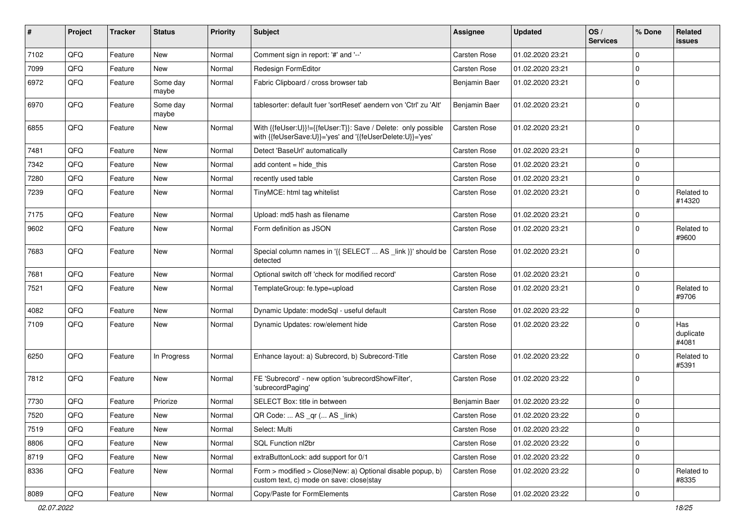| # | Project | Tracker | Status | Priority | Subject | Assignee | Updated | OS / Services | % Done | Related issues |
|---|---|---|---|---|---|---|---|---|---|---|
| 7102 | QFQ | Feature | New | Normal | Comment sign in report: '#' and '--' | Carsten Rose | 01.02.2020 23:21 | | 0 | |
| 7099 | QFQ | Feature | New | Normal | Redesign FormEditor | Carsten Rose | 01.02.2020 23:21 | | 0 | |
| 6972 | QFQ | Feature | Some day maybe | Normal | Fabric Clipboard / cross browser tab | Benjamin Baer | 01.02.2020 23:21 | | 0 | |
| 6970 | QFQ | Feature | Some day maybe | Normal | tablesorter: default fuer 'sortReset' aendern von 'Ctrl' zu 'Alt' | Benjamin Baer | 01.02.2020 23:21 | | 0 | |
| 6855 | QFQ | Feature | New | Normal | With {{feUser:U}}!={{feUser:T}}: Save / Delete: only possible with {{feUserSave:U}}='yes' and '{{feUserDelete:U}}='yes' | Carsten Rose | 01.02.2020 23:21 | | 0 | |
| 7481 | QFQ | Feature | New | Normal | Detect 'BaseUrl' automatically | Carsten Rose | 01.02.2020 23:21 | | 0 | |
| 7342 | QFQ | Feature | New | Normal | add content = hide_this | Carsten Rose | 01.02.2020 23:21 | | 0 | |
| 7280 | QFQ | Feature | New | Normal | recently used table | Carsten Rose | 01.02.2020 23:21 | | 0 | |
| 7239 | QFQ | Feature | New | Normal | TinyMCE: html tag whitelist | Carsten Rose | 01.02.2020 23:21 | | 0 | Related to #14320 |
| 7175 | QFQ | Feature | New | Normal | Upload: md5 hash as filename | Carsten Rose | 01.02.2020 23:21 | | 0 | |
| 9602 | QFQ | Feature | New | Normal | Form definition as JSON | Carsten Rose | 01.02.2020 23:21 | | 0 | Related to #9600 |
| 7683 | QFQ | Feature | New | Normal | Special column names in '{{ SELECT ... AS _link }}' should be detected | Carsten Rose | 01.02.2020 23:21 | | 0 | |
| 7681 | QFQ | Feature | New | Normal | Optional switch off 'check for modified record' | Carsten Rose | 01.02.2020 23:21 | | 0 | |
| 7521 | QFQ | Feature | New | Normal | TemplateGroup: fe.type=upload | Carsten Rose | 01.02.2020 23:21 | | 0 | Related to #9706 |
| 4082 | QFQ | Feature | New | Normal | Dynamic Update: modeSql - useful default | Carsten Rose | 01.02.2020 23:22 | | 0 | |
| 7109 | QFQ | Feature | New | Normal | Dynamic Updates: row/element hide | Carsten Rose | 01.02.2020 23:22 | | 0 | Has duplicate #4081 |
| 6250 | QFQ | Feature | In Progress | Normal | Enhance layout: a) Subrecord, b) Subrecord-Title | Carsten Rose | 01.02.2020 23:22 | | 0 | Related to #5391 |
| 7812 | QFQ | Feature | New | Normal | FE 'Subrecord' - new option 'subrecordShowFilter', 'subrecordPaging' | Carsten Rose | 01.02.2020 23:22 | | 0 | |
| 7730 | QFQ | Feature | Priorize | Normal | SELECT Box: title in between | Benjamin Baer | 01.02.2020 23:22 | | 0 | |
| 7520 | QFQ | Feature | New | Normal | QR Code: ... AS _qr (... AS _link) | Carsten Rose | 01.02.2020 23:22 | | 0 | |
| 7519 | QFQ | Feature | New | Normal | Select: Multi | Carsten Rose | 01.02.2020 23:22 | | 0 | |
| 8806 | QFQ | Feature | New | Normal | SQL Function nl2br | Carsten Rose | 01.02.2020 23:22 | | 0 | |
| 8719 | QFQ | Feature | New | Normal | extraButtonLock: add support for 0/1 | Carsten Rose | 01.02.2020 23:22 | | 0 | |
| 8336 | QFQ | Feature | New | Normal | Form > modified > Close\|New: a) Optional disable popup, b) custom text, c) mode on save: close\|stay | Carsten Rose | 01.02.2020 23:22 | | 0 | Related to #8335 |
| 8089 | QFQ | Feature | New | Normal | Copy/Paste for FormElements | Carsten Rose | 01.02.2020 23:22 | | 0 | |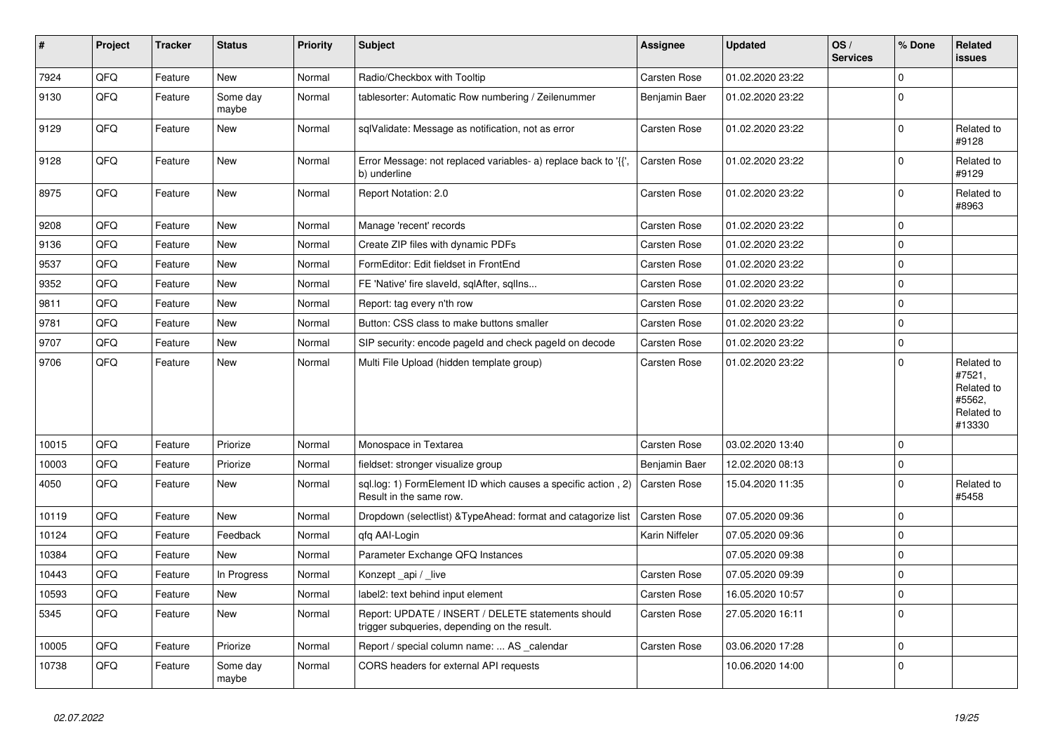| # | Project | Tracker | Status | Priority | Subject | Assignee | Updated | OS / Services | % Done | Related issues |
|---|---|---|---|---|---|---|---|---|---|---|
| 7924 | QFQ | Feature | New | Normal | Radio/Checkbox with Tooltip | Carsten Rose | 01.02.2020 23:22 | | 0 | |
| 9130 | QFQ | Feature | Some day maybe | Normal | tablesorter: Automatic Row numbering / Zeilenummer | Benjamin Baer | 01.02.2020 23:22 | | 0 | |
| 9129 | QFQ | Feature | New | Normal | sqlValidate: Message as notification, not as error | Carsten Rose | 01.02.2020 23:22 | | 0 | Related to #9128 |
| 9128 | QFQ | Feature | New | Normal | Error Message: not replaced variables- a) replace back to '{{', b) underline | Carsten Rose | 01.02.2020 23:22 | | 0 | Related to #9129 |
| 8975 | QFQ | Feature | New | Normal | Report Notation: 2.0 | Carsten Rose | 01.02.2020 23:22 | | 0 | Related to #8963 |
| 9208 | QFQ | Feature | New | Normal | Manage 'recent' records | Carsten Rose | 01.02.2020 23:22 | | 0 | |
| 9136 | QFQ | Feature | New | Normal | Create ZIP files with dynamic PDFs | Carsten Rose | 01.02.2020 23:22 | | 0 | |
| 9537 | QFQ | Feature | New | Normal | FormEditor: Edit fieldset in FrontEnd | Carsten Rose | 01.02.2020 23:22 | | 0 | |
| 9352 | QFQ | Feature | New | Normal | FE 'Native' fire slaveId, sqlAfter, sqlIns... | Carsten Rose | 01.02.2020 23:22 | | 0 | |
| 9811 | QFQ | Feature | New | Normal | Report: tag every n'th row | Carsten Rose | 01.02.2020 23:22 | | 0 | |
| 9781 | QFQ | Feature | New | Normal | Button: CSS class to make buttons smaller | Carsten Rose | 01.02.2020 23:22 | | 0 | |
| 9707 | QFQ | Feature | New | Normal | SIP security: encode pageId and check pageId on decode | Carsten Rose | 01.02.2020 23:22 | | 0 | |
| 9706 | QFQ | Feature | New | Normal | Multi File Upload (hidden template group) | Carsten Rose | 01.02.2020 23:22 | | 0 | Related to #7521, Related to #5562, Related to #13330 |
| 10015 | QFQ | Feature | Priorize | Normal | Monospace in Textarea | Carsten Rose | 03.02.2020 13:40 | | 0 | |
| 10003 | QFQ | Feature | Priorize | Normal | fieldset: stronger visualize group | Benjamin Baer | 12.02.2020 08:13 | | 0 | |
| 4050 | QFQ | Feature | New | Normal | sql.log: 1) FormElement ID which causes a specific action , 2) Result in the same row. | Carsten Rose | 15.04.2020 11:35 | | 0 | Related to #5458 |
| 10119 | QFQ | Feature | New | Normal | Dropdown (selectlist) &TypeAhead: format and catagorize list | Carsten Rose | 07.05.2020 09:36 | | 0 | |
| 10124 | QFQ | Feature | Feedback | Normal | qfq AAI-Login | Karin Niffeler | 07.05.2020 09:36 | | 0 | |
| 10384 | QFQ | Feature | New | Normal | Parameter Exchange QFQ Instances | | 07.05.2020 09:38 | | 0 | |
| 10443 | QFQ | Feature | In Progress | Normal | Konzept _api / _live | Carsten Rose | 07.05.2020 09:39 | | 0 | |
| 10593 | QFQ | Feature | New | Normal | label2: text behind input element | Carsten Rose | 16.05.2020 10:57 | | 0 | |
| 5345 | QFQ | Feature | New | Normal | Report: UPDATE / INSERT / DELETE statements should trigger subqueries, depending on the result. | Carsten Rose | 27.05.2020 16:11 | | 0 | |
| 10005 | QFQ | Feature | Priorize | Normal | Report / special column name: ... AS _calendar | Carsten Rose | 03.06.2020 17:28 | | 0 | |
| 10738 | QFQ | Feature | Some day maybe | Normal | CORS headers for external API requests | | 10.06.2020 14:00 | | 0 | |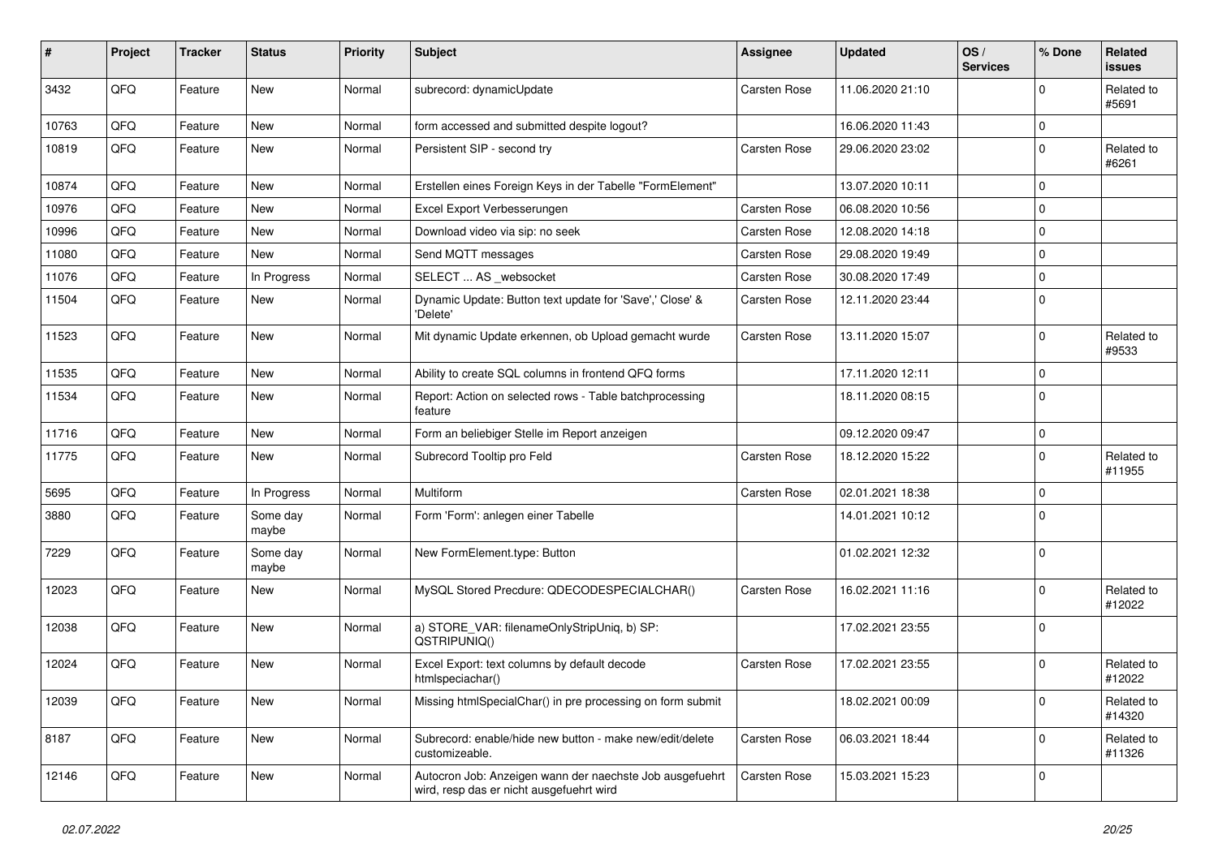| # | Project | Tracker | Status | Priority | Subject | Assignee | Updated | OS / Services | % Done | Related issues |
|---|---|---|---|---|---|---|---|---|---|---|
| 3432 | QFQ | Feature | New | Normal | subrecord: dynamicUpdate | Carsten Rose | 11.06.2020 21:10 | | 0 | Related to #5691 |
| 10763 | QFQ | Feature | New | Normal | form accessed and submitted despite logout? | | 16.06.2020 11:43 | | 0 | |
| 10819 | QFQ | Feature | New | Normal | Persistent SIP - second try | Carsten Rose | 29.06.2020 23:02 | | 0 | Related to #6261 |
| 10874 | QFQ | Feature | New | Normal | Erstellen eines Foreign Keys in der Tabelle "FormElement" | | 13.07.2020 10:11 | | 0 | |
| 10976 | QFQ | Feature | New | Normal | Excel Export Verbesserungen | Carsten Rose | 06.08.2020 10:56 | | 0 | |
| 10996 | QFQ | Feature | New | Normal | Download video via sip: no seek | Carsten Rose | 12.08.2020 14:18 | | 0 | |
| 11080 | QFQ | Feature | New | Normal | Send MQTT messages | Carsten Rose | 29.08.2020 19:49 | | 0 | |
| 11076 | QFQ | Feature | In Progress | Normal | SELECT ... AS _websocket | Carsten Rose | 30.08.2020 17:49 | | 0 | |
| 11504 | QFQ | Feature | New | Normal | Dynamic Update: Button text update for 'Save',' Close' & 'Delete' | Carsten Rose | 12.11.2020 23:44 | | 0 | |
| 11523 | QFQ | Feature | New | Normal | Mit dynamic Update erkennen, ob Upload gemacht wurde | Carsten Rose | 13.11.2020 15:07 | | 0 | Related to #9533 |
| 11535 | QFQ | Feature | New | Normal | Ability to create SQL columns in frontend QFQ forms | | 17.11.2020 12:11 | | 0 | |
| 11534 | QFQ | Feature | New | Normal | Report: Action on selected rows - Table batchprocessing feature | | 18.11.2020 08:15 | | 0 | |
| 11716 | QFQ | Feature | New | Normal | Form an beliebiger Stelle im Report anzeigen | | 09.12.2020 09:47 | | 0 | |
| 11775 | QFQ | Feature | New | Normal | Subrecord Tooltip pro Feld | Carsten Rose | 18.12.2020 15:22 | | 0 | Related to #11955 |
| 5695 | QFQ | Feature | In Progress | Normal | Multiform | Carsten Rose | 02.01.2021 18:38 | | 0 | |
| 3880 | QFQ | Feature | Some day maybe | Normal | Form 'Form': anlegen einer Tabelle | | 14.01.2021 10:12 | | 0 | |
| 7229 | QFQ | Feature | Some day maybe | Normal | New FormElement.type: Button | | 01.02.2021 12:32 | | 0 | |
| 12023 | QFQ | Feature | New | Normal | MySQL Stored Precdure: QDECODESPECIALCHAR() | Carsten Rose | 16.02.2021 11:16 | | 0 | Related to #12022 |
| 12038 | QFQ | Feature | New | Normal | a) STORE_VAR: filenameOnlyStripUniq, b) SP: QSTRIPUNIQ() | | 17.02.2021 23:55 | | 0 | |
| 12024 | QFQ | Feature | New | Normal | Excel Export: text columns by default decode htmlspeciachar() | Carsten Rose | 17.02.2021 23:55 | | 0 | Related to #12022 |
| 12039 | QFQ | Feature | New | Normal | Missing htmlSpecialChar() in pre processing on form submit | | 18.02.2021 00:09 | | 0 | Related to #14320 |
| 8187 | QFQ | Feature | New | Normal | Subrecord: enable/hide new button - make new/edit/delete customizeable. | Carsten Rose | 06.03.2021 18:44 | | 0 | Related to #11326 |
| 12146 | QFQ | Feature | New | Normal | Autocron Job: Anzeigen wann der naechste Job ausgefuehrt wird, resp das er nicht ausgefuehrt wird | Carsten Rose | 15.03.2021 15:23 | | 0 | |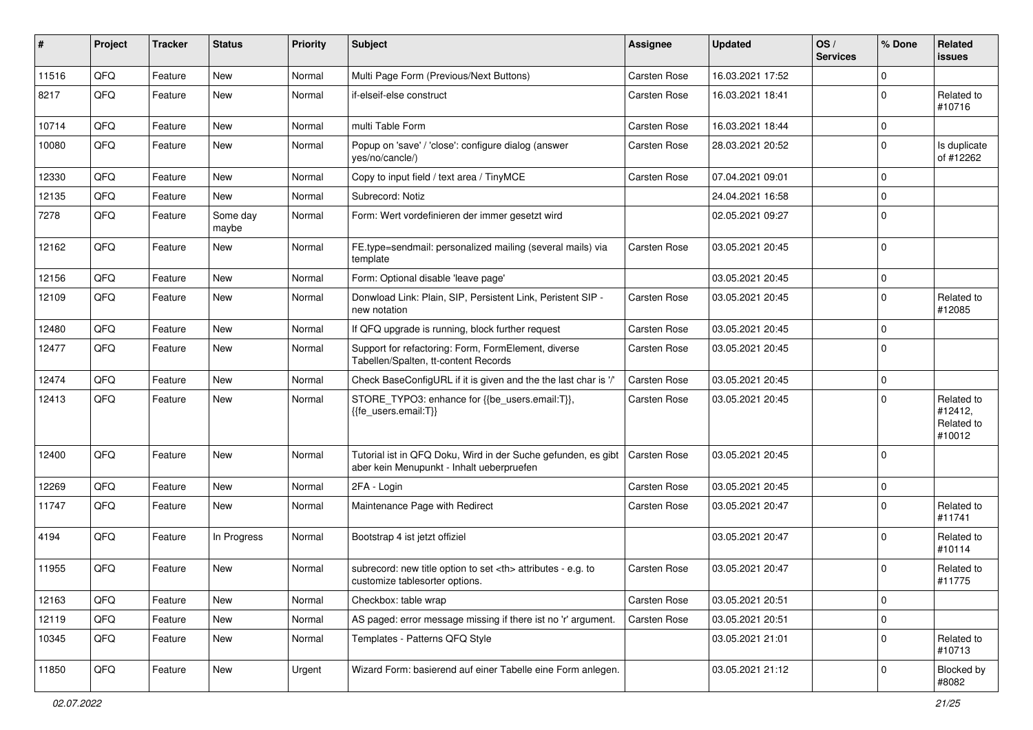| # | Project | Tracker | Status | Priority | Subject | Assignee | Updated | OS / Services | % Done | Related issues |
|---|---|---|---|---|---|---|---|---|---|---|
| 11516 | QFQ | Feature | New | Normal | Multi Page Form (Previous/Next Buttons) | Carsten Rose | 16.03.2021 17:52 | | 0 | |
| 8217 | QFQ | Feature | New | Normal | if-elseif-else construct | Carsten Rose | 16.03.2021 18:41 | | 0 | Related to #10716 |
| 10714 | QFQ | Feature | New | Normal | multi Table Form | Carsten Rose | 16.03.2021 18:44 | | 0 | |
| 10080 | QFQ | Feature | New | Normal | Popup on 'save' / 'close': configure dialog (answer yes/no/cancle/) | Carsten Rose | 28.03.2021 20:52 | | 0 | Is duplicate of #12262 |
| 12330 | QFQ | Feature | New | Normal | Copy to input field / text area / TinyMCE | Carsten Rose | 07.04.2021 09:01 | | 0 | |
| 12135 | QFQ | Feature | New | Normal | Subrecord: Notiz | | 24.04.2021 16:58 | | 0 | |
| 7278 | QFQ | Feature | Some day maybe | Normal | Form: Wert vordefinieren der immer gesetzt wird | | 02.05.2021 09:27 | | 0 | |
| 12162 | QFQ | Feature | New | Normal | FE.type=sendmail: personalized mailing (several mails) via template | Carsten Rose | 03.05.2021 20:45 | | 0 | |
| 12156 | QFQ | Feature | New | Normal | Form: Optional disable 'leave page' | | 03.05.2021 20:45 | | 0 | |
| 12109 | QFQ | Feature | New | Normal | Donwload Link: Plain, SIP, Persistent Link, Peristent SIP - new notation | Carsten Rose | 03.05.2021 20:45 | | 0 | Related to #12085 |
| 12480 | QFQ | Feature | New | Normal | If QFQ upgrade is running, block further request | Carsten Rose | 03.05.2021 20:45 | | 0 | |
| 12477 | QFQ | Feature | New | Normal | Support for refactoring: Form, FormElement, diverse Tabellen/Spalten, tt-content Records | Carsten Rose | 03.05.2021 20:45 | | 0 | |
| 12474 | QFQ | Feature | New | Normal | Check BaseConfigURL if it is given and the the last char is '/' | Carsten Rose | 03.05.2021 20:45 | | 0 | |
| 12413 | QFQ | Feature | New | Normal | STORE_TYPO3: enhance for {{be_users.email:T}}, {{fe_users.email:T}} | Carsten Rose | 03.05.2021 20:45 | | 0 | Related to #12412, Related to #10012 |
| 12400 | QFQ | Feature | New | Normal | Tutorial ist in QFQ Doku, Wird in der Suche gefunden, es gibt aber kein Menupunkt - Inhalt ueberpruefen | Carsten Rose | 03.05.2021 20:45 | | 0 | |
| 12269 | QFQ | Feature | New | Normal | 2FA - Login | Carsten Rose | 03.05.2021 20:45 | | 0 | |
| 11747 | QFQ | Feature | New | Normal | Maintenance Page with Redirect | Carsten Rose | 03.05.2021 20:47 | | 0 | Related to #11741 |
| 4194 | QFQ | Feature | In Progress | Normal | Bootstrap 4 ist jetzt offiziel | | 03.05.2021 20:47 | | 0 | Related to #10114 |
| 11955 | QFQ | Feature | New | Normal | subrecord: new title option to set <th> attributes - e.g. to customize tablesorter options. | Carsten Rose | 03.05.2021 20:47 | | 0 | Related to #11775 |
| 12163 | QFQ | Feature | New | Normal | Checkbox: table wrap | Carsten Rose | 03.05.2021 20:51 | | 0 | |
| 12119 | QFQ | Feature | New | Normal | AS paged: error message missing if there ist no 'r' argument. | Carsten Rose | 03.05.2021 20:51 | | 0 | |
| 10345 | QFQ | Feature | New | Normal | Templates - Patterns QFQ Style | | 03.05.2021 21:01 | | 0 | Related to #10713 |
| 11850 | QFQ | Feature | New | Urgent | Wizard Form: basierend auf einer Tabelle eine Form anlegen. | | 03.05.2021 21:12 | | 0 | Blocked by #8082 |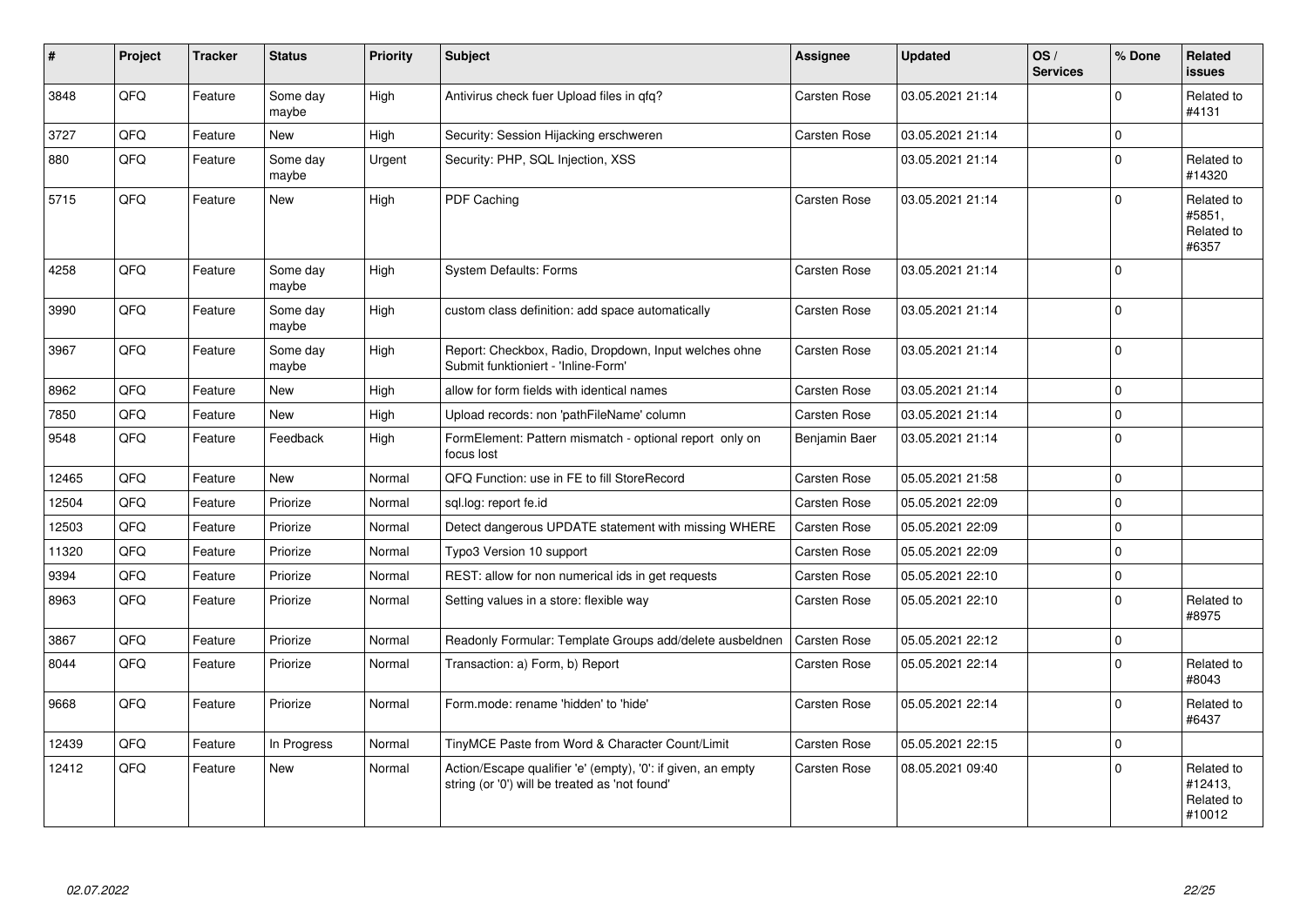| # | Project | Tracker | Status | Priority | Subject | Assignee | Updated | OS / Services | % Done | Related issues |
|---|---|---|---|---|---|---|---|---|---|---|
| 3848 | QFQ | Feature | Some day maybe | High | Antivirus check fuer Upload files in qfq? | Carsten Rose | 03.05.2021 21:14 | | 0 | Related to #4131 |
| 3727 | QFQ | Feature | New | High | Security: Session Hijacking erschweren | Carsten Rose | 03.05.2021 21:14 | | 0 | |
| 880 | QFQ | Feature | Some day maybe | Urgent | Security: PHP, SQL Injection, XSS | | 03.05.2021 21:14 | | 0 | Related to #14320 |
| 5715 | QFQ | Feature | New | High | PDF Caching | Carsten Rose | 03.05.2021 21:14 | | 0 | Related to #5851, Related to #6357 |
| 4258 | QFQ | Feature | Some day maybe | High | System Defaults: Forms | Carsten Rose | 03.05.2021 21:14 | | 0 | |
| 3990 | QFQ | Feature | Some day maybe | High | custom class definition: add space automatically | Carsten Rose | 03.05.2021 21:14 | | 0 | |
| 3967 | QFQ | Feature | Some day maybe | High | Report: Checkbox, Radio, Dropdown, Input welches ohne Submit funktioniert - 'Inline-Form' | Carsten Rose | 03.05.2021 21:14 | | 0 | |
| 8962 | QFQ | Feature | New | High | allow for form fields with identical names | Carsten Rose | 03.05.2021 21:14 | | 0 | |
| 7850 | QFQ | Feature | New | High | Upload records: non 'pathFileName' column | Carsten Rose | 03.05.2021 21:14 | | 0 | |
| 9548 | QFQ | Feature | Feedback | High | FormElement: Pattern mismatch - optional report only on focus lost | Benjamin Baer | 03.05.2021 21:14 | | 0 | |
| 12465 | QFQ | Feature | New | Normal | QFQ Function: use in FE to fill StoreRecord | Carsten Rose | 05.05.2021 21:58 | | 0 | |
| 12504 | QFQ | Feature | Priorize | Normal | sql.log: report fe.id | Carsten Rose | 05.05.2021 22:09 | | 0 | |
| 12503 | QFQ | Feature | Priorize | Normal | Detect dangerous UPDATE statement with missing WHERE | Carsten Rose | 05.05.2021 22:09 | | 0 | |
| 11320 | QFQ | Feature | Priorize | Normal | Typo3 Version 10 support | Carsten Rose | 05.05.2021 22:09 | | 0 | |
| 9394 | QFQ | Feature | Priorize | Normal | REST: allow for non numerical ids in get requests | Carsten Rose | 05.05.2021 22:10 | | 0 | |
| 8963 | QFQ | Feature | Priorize | Normal | Setting values in a store: flexible way | Carsten Rose | 05.05.2021 22:10 | | 0 | Related to #8975 |
| 3867 | QFQ | Feature | Priorize | Normal | Readonly Formular: Template Groups add/delete ausbeldnen | Carsten Rose | 05.05.2021 22:12 | | 0 | |
| 8044 | QFQ | Feature | Priorize | Normal | Transaction: a) Form, b) Report | Carsten Rose | 05.05.2021 22:14 | | 0 | Related to #8043 |
| 9668 | QFQ | Feature | Priorize | Normal | Form.mode: rename 'hidden' to 'hide' | Carsten Rose | 05.05.2021 22:14 | | 0 | Related to #6437 |
| 12439 | QFQ | Feature | In Progress | Normal | TinyMCE Paste from Word & Character Count/Limit | Carsten Rose | 05.05.2021 22:15 | | 0 | |
| 12412 | QFQ | Feature | New | Normal | Action/Escape qualifier 'e' (empty), '0': if given, an empty string (or '0') will be treated as 'not found' | Carsten Rose | 08.05.2021 09:40 | | 0 | Related to #12413, Related to #10012 |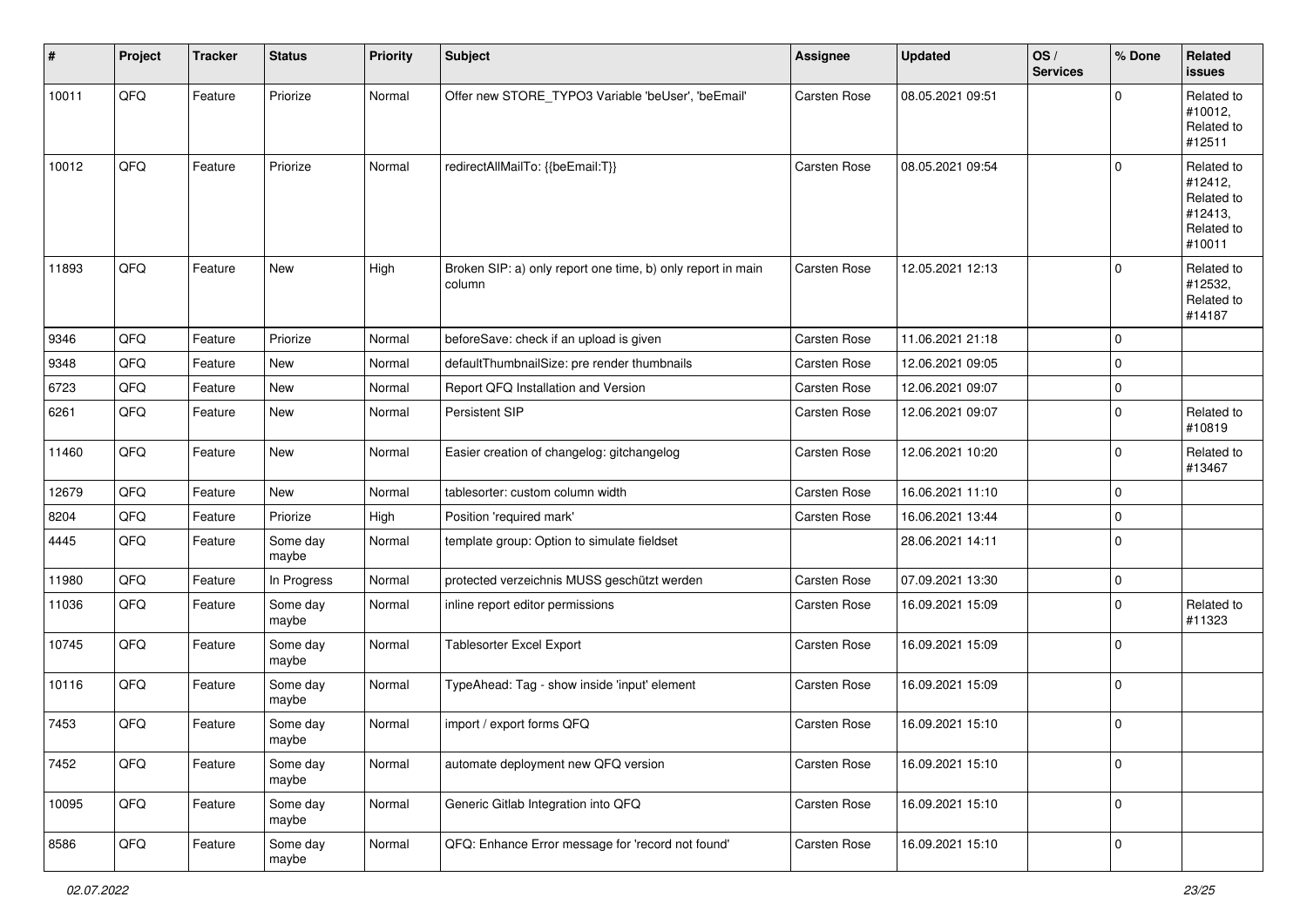| # | Project | Tracker | Status | Priority | Subject | Assignee | Updated | OS / Services | % Done | Related issues |
|---|---|---|---|---|---|---|---|---|---|---|
| 10011 | QFQ | Feature | Priorize | Normal | Offer new STORE_TYPO3 Variable 'beUser', 'beEmail' | Carsten Rose | 08.05.2021 09:51 | | 0 | Related to #10012, Related to #12511 |
| 10012 | QFQ | Feature | Priorize | Normal | redirectAllMailTo: {{beEmail:T}} | Carsten Rose | 08.05.2021 09:54 | | 0 | Related to #12412, Related to #12413, Related to #10011 |
| 11893 | QFQ | Feature | New | High | Broken SIP: a) only report one time, b) only report in main column | Carsten Rose | 12.05.2021 12:13 | | 0 | Related to #12532, Related to #14187 |
| 9346 | QFQ | Feature | Priorize | Normal | beforeSave: check if an upload is given | Carsten Rose | 11.06.2021 21:18 | | 0 | |
| 9348 | QFQ | Feature | New | Normal | defaultThumbnailSize: pre render thumbnails | Carsten Rose | 12.06.2021 09:05 | | 0 | |
| 6723 | QFQ | Feature | New | Normal | Report QFQ Installation and Version | Carsten Rose | 12.06.2021 09:07 | | 0 | |
| 6261 | QFQ | Feature | New | Normal | Persistent SIP | Carsten Rose | 12.06.2021 09:07 | | 0 | Related to #10819 |
| 11460 | QFQ | Feature | New | Normal | Easier creation of changelog: gitchangelog | Carsten Rose | 12.06.2021 10:20 | | 0 | Related to #13467 |
| 12679 | QFQ | Feature | New | Normal | tablesorter: custom column width | Carsten Rose | 16.06.2021 11:10 | | 0 | |
| 8204 | QFQ | Feature | Priorize | High | Position 'required mark' | Carsten Rose | 16.06.2021 13:44 | | 0 | |
| 4445 | QFQ | Feature | Some day maybe | Normal | template group: Option to simulate fieldset | | 28.06.2021 14:11 | | 0 | |
| 11980 | QFQ | Feature | In Progress | Normal | protected verzeichnis MUSS geschützt werden | Carsten Rose | 07.09.2021 13:30 | | 0 | |
| 11036 | QFQ | Feature | Some day maybe | Normal | inline report editor permissions | Carsten Rose | 16.09.2021 15:09 | | 0 | Related to #11323 |
| 10745 | QFQ | Feature | Some day maybe | Normal | Tablesorter Excel Export | Carsten Rose | 16.09.2021 15:09 | | 0 | |
| 10116 | QFQ | Feature | Some day maybe | Normal | TypeAhead: Tag - show inside 'input' element | Carsten Rose | 16.09.2021 15:09 | | 0 | |
| 7453 | QFQ | Feature | Some day maybe | Normal | import / export forms QFQ | Carsten Rose | 16.09.2021 15:10 | | 0 | |
| 7452 | QFQ | Feature | Some day maybe | Normal | automate deployment new QFQ version | Carsten Rose | 16.09.2021 15:10 | | 0 | |
| 10095 | QFQ | Feature | Some day maybe | Normal | Generic Gitlab Integration into QFQ | Carsten Rose | 16.09.2021 15:10 | | 0 | |
| 8586 | QFQ | Feature | Some day maybe | Normal | QFQ: Enhance Error message for 'record not found' | Carsten Rose | 16.09.2021 15:10 | | 0 | |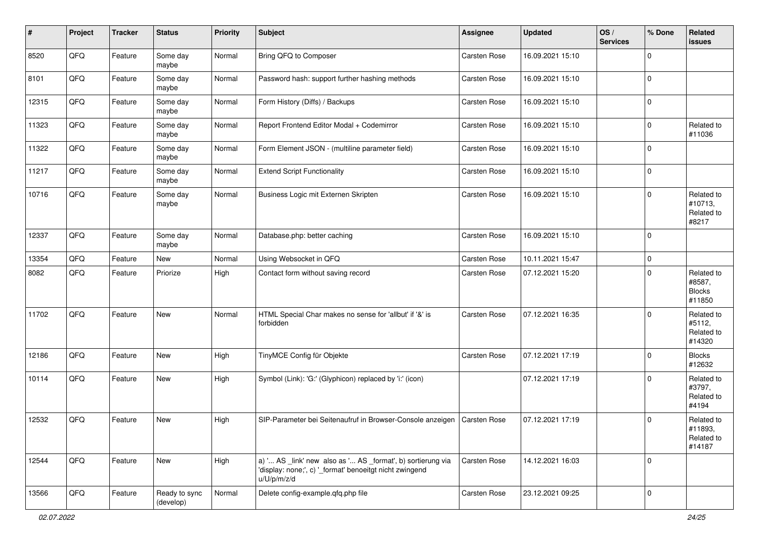| # | Project | Tracker | Status | Priority | Subject | Assignee | Updated | OS / Services | % Done | Related issues |
|---|---|---|---|---|---|---|---|---|---|---|
| 8520 | QFQ | Feature | Some day maybe | Normal | Bring QFQ to Composer | Carsten Rose | 16.09.2021 15:10 | | 0 | |
| 8101 | QFQ | Feature | Some day maybe | Normal | Password hash: support further hashing methods | Carsten Rose | 16.09.2021 15:10 | | 0 | |
| 12315 | QFQ | Feature | Some day maybe | Normal | Form History (Diffs) / Backups | Carsten Rose | 16.09.2021 15:10 | | 0 | |
| 11323 | QFQ | Feature | Some day maybe | Normal | Report Frontend Editor Modal + Codemirror | Carsten Rose | 16.09.2021 15:10 | | 0 | Related to #11036 |
| 11322 | QFQ | Feature | Some day maybe | Normal | Form Element JSON - (multiline parameter field) | Carsten Rose | 16.09.2021 15:10 | | 0 | |
| 11217 | QFQ | Feature | Some day maybe | Normal | Extend Script Functionality | Carsten Rose | 16.09.2021 15:10 | | 0 | |
| 10716 | QFQ | Feature | Some day maybe | Normal | Business Logic mit Externen Skripten | Carsten Rose | 16.09.2021 15:10 | | 0 | Related to #10713, Related to #8217 |
| 12337 | QFQ | Feature | Some day maybe | Normal | Database.php: better caching | Carsten Rose | 16.09.2021 15:10 | | 0 | |
| 13354 | QFQ | Feature | New | Normal | Using Websocket in QFQ | Carsten Rose | 10.11.2021 15:47 | | 0 | |
| 8082 | QFQ | Feature | Priorize | High | Contact form without saving record | Carsten Rose | 07.12.2021 15:20 | | 0 | Related to #8587, Blocks #11850 |
| 11702 | QFQ | Feature | New | Normal | HTML Special Char makes no sense for 'allbut' if '&' is forbidden | Carsten Rose | 07.12.2021 16:35 | | 0 | Related to #5112, Related to #14320 |
| 12186 | QFQ | Feature | New | High | TinyMCE Config für Objekte | Carsten Rose | 07.12.2021 17:19 | | 0 | Blocks #12632 |
| 10114 | QFQ | Feature | New | High | Symbol (Link): 'G:' (Glyphicon) replaced by 'i:' (icon) | | 07.12.2021 17:19 | | 0 | Related to #3797, Related to #4194 |
| 12532 | QFQ | Feature | New | High | SIP-Parameter bei Seitenaufruf in Browser-Console anzeigen | Carsten Rose | 07.12.2021 17:19 | | 0 | Related to #11893, Related to #14187 |
| 12544 | QFQ | Feature | New | High | a) '... AS _link' new also as '... AS _format', b) sortierung via 'display: none;', c) '_format' benoeitgt nicht zwingend u/U/p/m/z/d | Carsten Rose | 14.12.2021 16:03 | | 0 | |
| 13566 | QFQ | Feature | Ready to sync (develop) | Normal | Delete config-example.qfq.php file | Carsten Rose | 23.12.2021 09:25 | | 0 | |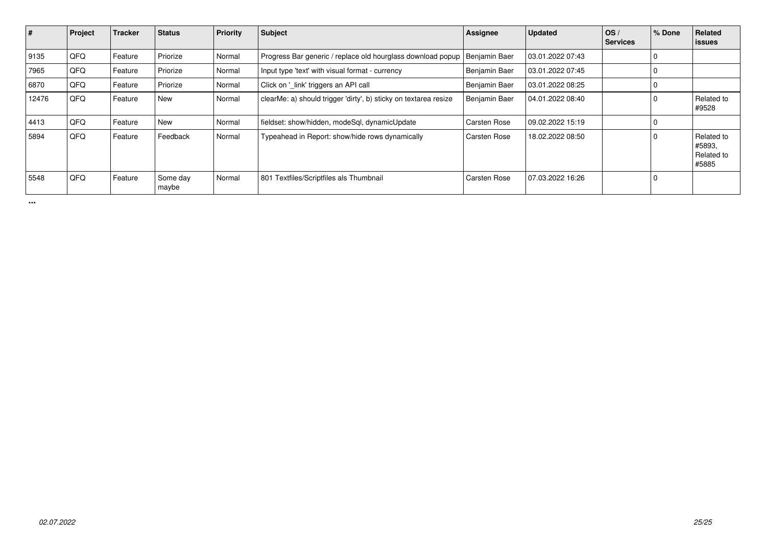| # | Project | Tracker | Status | Priority | Subject | Assignee | Updated | OS / Services | % Done | Related issues |
|---|---|---|---|---|---|---|---|---|---|---|
| 9135 | QFQ | Feature | Priorize | Normal | Progress Bar generic / replace old hourglass download popup | Benjamin Baer | 03.01.2022 07:43 | | 0 | |
| 7965 | QFQ | Feature | Priorize | Normal | Input type 'text' with visual format - currency | Benjamin Baer | 03.01.2022 07:45 | | 0 | |
| 6870 | QFQ | Feature | Priorize | Normal | Click on '_link' triggers an API call | Benjamin Baer | 03.01.2022 08:25 | | 0 | |
| 12476 | QFQ | Feature | New | Normal | clearMe: a) should trigger 'dirty', b) sticky on textarea resize | Benjamin Baer | 04.01.2022 08:40 | | 0 | Related to #9528 |
| 4413 | QFQ | Feature | New | Normal | fieldset: show/hidden, modeSql, dynamicUpdate | Carsten Rose | 09.02.2022 15:19 | | 0 | |
| 5894 | QFQ | Feature | Feedback | Normal | Typeahead in Report: show/hide rows dynamically | Carsten Rose | 18.02.2022 08:50 | | 0 | Related to #5893, Related to #5885 |
| 5548 | QFQ | Feature | Some day maybe | Normal | 801 Textfiles/Scriptfiles als Thumbnail | Carsten Rose | 07.03.2022 16:26 | | 0 | |

...